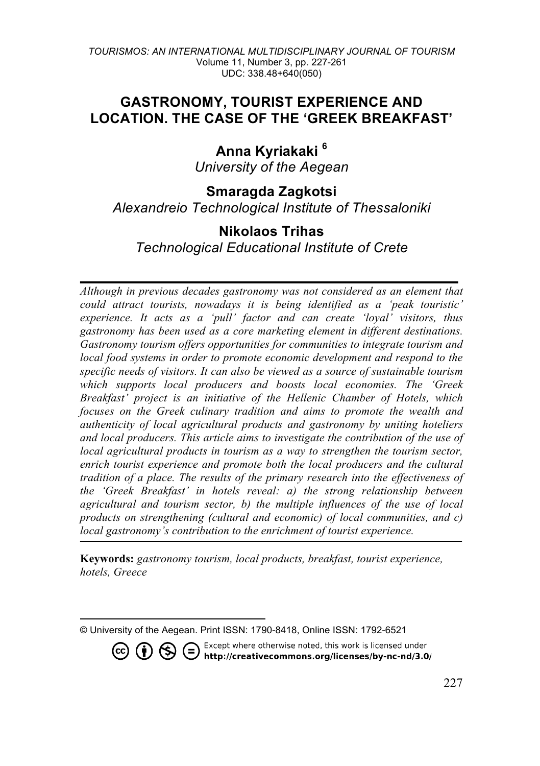# GASTRONOMY, TOURIST EXPERIENCE AND LOCATION. THE CASE OF THE 'GREEK BREAKFAST'

**Anna Kyriakaki** [6]
*University of the Aegean*

**Smaragda Zagkotsi**
*Alexandreio Technological Institute of Thessaloniki*

**Nikolaos Trihas**
*Technological Educational Institute of Crete*

---

*Although in previous decades gastronomy was not considered as an element that could attract tourists, nowadays it is being identified as a 'peak touristic' experience. It acts as a 'pull' factor and can create 'loyal' visitors, thus gastronomy has been used as a core marketing element in different destinations. Gastronomy tourism offers opportunities for communities to integrate tourism and local food systems in order to promote economic development and respond to the specific needs of visitors. It can also be viewed as a source of sustainable tourism which supports local producers and boosts local economies. The 'Greek Breakfast' project is an initiative of the Hellenic Chamber of Hotels, which focuses on the Greek culinary tradition and aims to promote the wealth and authenticity of local agricultural products and gastronomy by uniting hoteliers and local producers. This article aims to investigate the contribution of the use of local agricultural products in tourism as a way to strengthen the tourism sector, enrich tourist experience and promote both the local producers and the cultural tradition of a place. The results of the primary research into the effectiveness of the 'Greek Breakfast' in hotels reveal: a) the strong relationship between agricultural and tourism sector, b) the multiple influences of the use of local products on strengthening (cultural and economic) of local communities, and c) local gastronomy's contribution to the enrichment of tourist experience.*

---

**Keywords:** *gastronomy tourism, local products, breakfast, tourist experience, hotels, Greece*

---

© University of the Aegean. Print ISSN: 1790-8418, Online ISSN: 1792-6521

Except where otherwise noted, this work is licensed under http://creativecommons.org/licenses/by-nc-nd/3.0/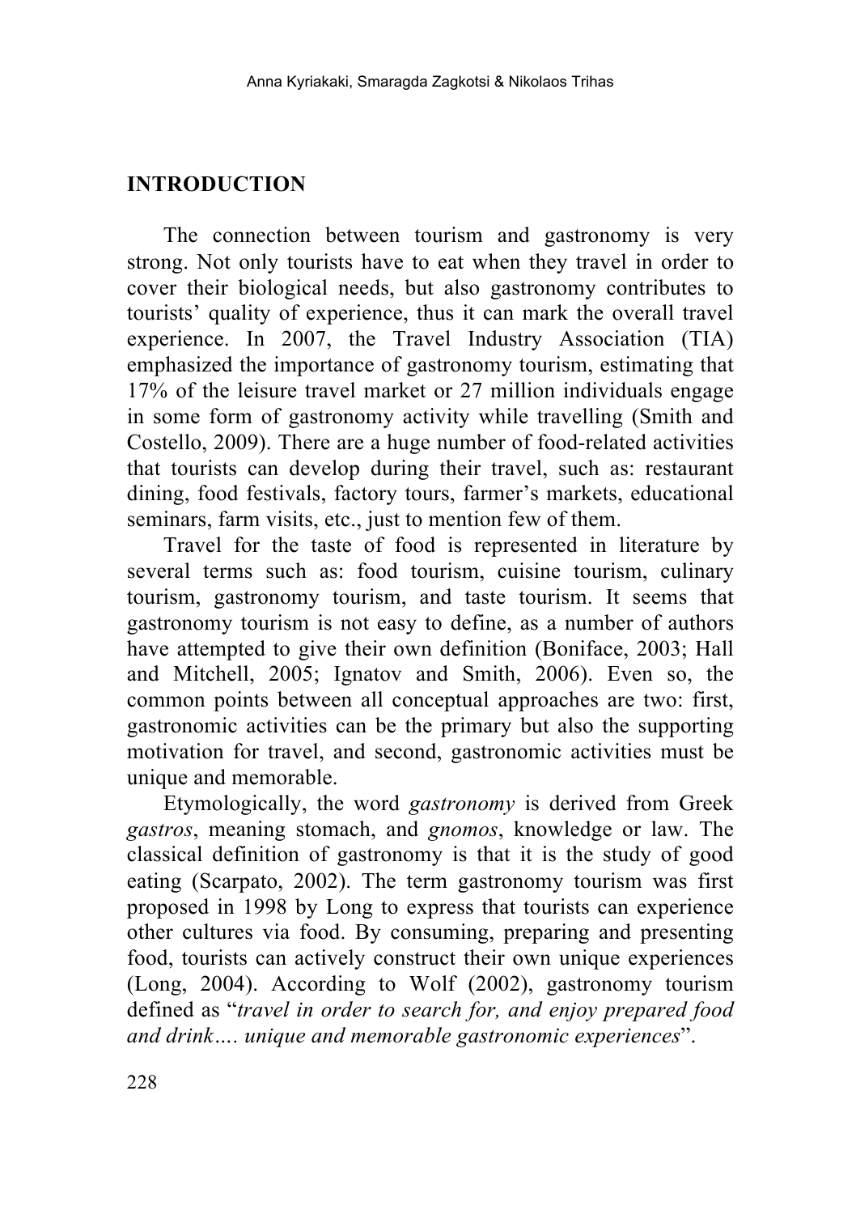## INTRODUCTION

The connection between tourism and gastronomy is very strong. Not only tourists have to eat when they travel in order to cover their biological needs, but also gastronomy contributes to tourists' quality of experience, thus it can mark the overall travel experience. In 2007, the Travel Industry Association (TIA) emphasized the importance of gastronomy tourism, estimating that 17% of the leisure travel market or 27 million individuals engage in some form of gastronomy activity while travelling (Smith and Costello, 2009). There are a huge number of food-related activities that tourists can develop during their travel, such as: restaurant dining, food festivals, factory tours, farmer's markets, educational seminars, farm visits, etc., just to mention few of them.

Travel for the taste of food is represented in literature by several terms such as: food tourism, cuisine tourism, culinary tourism, gastronomy tourism, and taste tourism. It seems that gastronomy tourism is not easy to define, as a number of authors have attempted to give their own definition (Boniface, 2003; Hall and Mitchell, 2005; Ignatov and Smith, 2006). Even so, the common points between all conceptual approaches are two: first, gastronomic activities can be the primary but also the supporting motivation for travel, and second, gastronomic activities must be unique and memorable.

Etymologically, the word *gastronomy* is derived from Greek *gastros*, meaning stomach, and *gnomos*, knowledge or law. The classical definition of gastronomy is that it is the study of good eating (Scarpato, 2002). The term gastronomy tourism was first proposed in 1998 by Long to express that tourists can experience other cultures via food. By consuming, preparing and presenting food, tourists can actively construct their own unique experiences (Long, 2004). According to Wolf (2002), gastronomy tourism defined as "*travel in order to search for, and enjoy prepared food and drink…. unique and memorable gastronomic experiences*".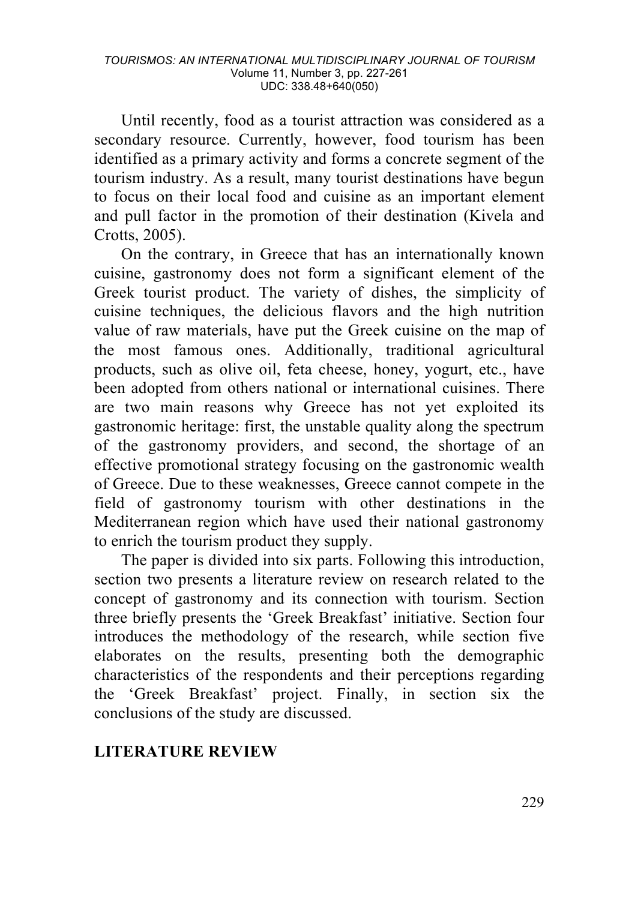Until recently, food as a tourist attraction was considered as a secondary resource. Currently, however, food tourism has been identified as a primary activity and forms a concrete segment of the tourism industry. As a result, many tourist destinations have begun to focus on their local food and cuisine as an important element and pull factor in the promotion of their destination (Kivela and Crotts, 2005).

On the contrary, in Greece that has an internationally known cuisine, gastronomy does not form a significant element of the Greek tourist product. The variety of dishes, the simplicity of cuisine techniques, the delicious flavors and the high nutrition value of raw materials, have put the Greek cuisine on the map of the most famous ones. Additionally, traditional agricultural products, such as olive oil, feta cheese, honey, yogurt, etc., have been adopted from others national or international cuisines. There are two main reasons why Greece has not yet exploited its gastronomic heritage: first, the unstable quality along the spectrum of the gastronomy providers, and second, the shortage of an effective promotional strategy focusing on the gastronomic wealth of Greece. Due to these weaknesses, Greece cannot compete in the field of gastronomy tourism with other destinations in the Mediterranean region which have used their national gastronomy to enrich the tourism product they supply.

The paper is divided into six parts. Following this introduction, section two presents a literature review on research related to the concept of gastronomy and its connection with tourism. Section three briefly presents the 'Greek Breakfast' initiative. Section four introduces the methodology of the research, while section five elaborates on the results, presenting both the demographic characteristics of the respondents and their perceptions regarding the 'Greek Breakfast' project. Finally, in section six the conclusions of the study are discussed.

## LITERATURE REVIEW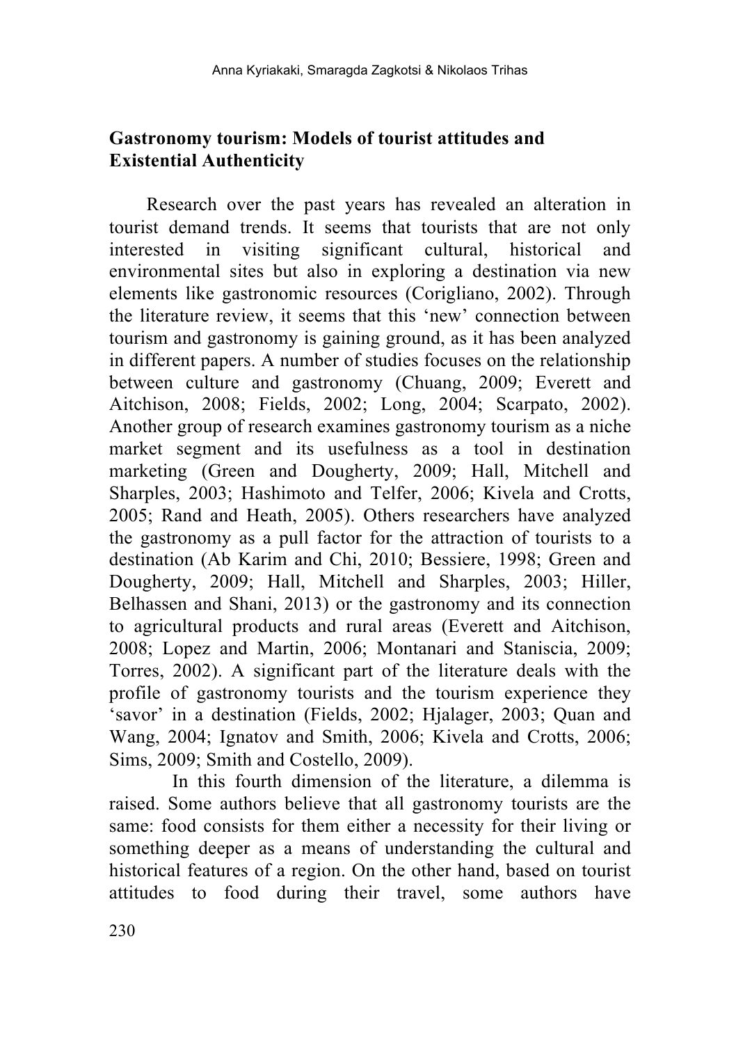## Gastronomy tourism: Models of tourist attitudes and Existential Authenticity

Research over the past years has revealed an alteration in tourist demand trends. It seems that tourists that are not only interested in visiting significant cultural, historical and environmental sites but also in exploring a destination via new elements like gastronomic resources (Corigliano, 2002). Through the literature review, it seems that this 'new' connection between tourism and gastronomy is gaining ground, as it has been analyzed in different papers. A number of studies focuses on the relationship between culture and gastronomy (Chuang, 2009; Everett and Aitchison, 2008; Fields, 2002; Long, 2004; Scarpato, 2002). Another group of research examines gastronomy tourism as a niche market segment and its usefulness as a tool in destination marketing (Green and Dougherty, 2009; Hall, Mitchell and Sharples, 2003; Hashimoto and Telfer, 2006; Kivela and Crotts, 2005; Rand and Heath, 2005). Others researchers have analyzed the gastronomy as a pull factor for the attraction of tourists to a destination (Ab Karim and Chi, 2010; Bessiere, 1998; Green and Dougherty, 2009; Hall, Mitchell and Sharples, 2003; Hiller, Belhassen and Shani, 2013) or the gastronomy and its connection to agricultural products and rural areas (Everett and Aitchison, 2008; Lopez and Martin, 2006; Montanari and Staniscia, 2009; Torres, 2002). A significant part of the literature deals with the profile of gastronomy tourists and the tourism experience they 'savor' in a destination (Fields, 2002; Hjalager, 2003; Quan and Wang, 2004; Ignatov and Smith, 2006; Kivela and Crotts, 2006; Sims, 2009; Smith and Costello, 2009).

In this fourth dimension of the literature, a dilemma is raised. Some authors believe that all gastronomy tourists are the same: food consists for them either a necessity for their living or something deeper as a means of understanding the cultural and historical features of a region. On the other hand, based on tourist attitudes to food during their travel, some authors have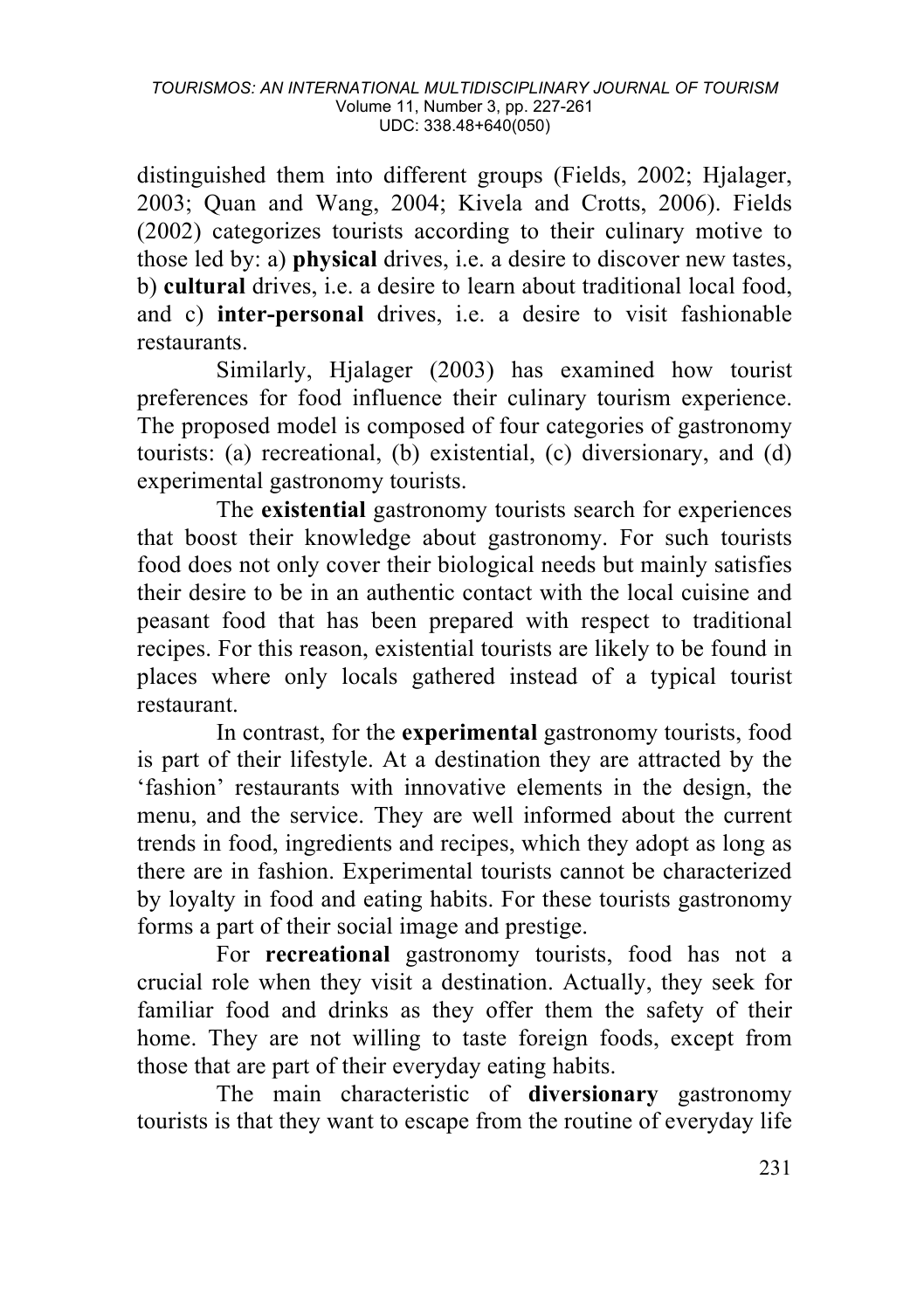distinguished them into different groups (Fields, 2002; Hjalager, 2003; Quan and Wang, 2004; Kivela and Crotts, 2006). Fields (2002) categorizes tourists according to their culinary motive to those led by: a) **physical** drives, i.e. a desire to discover new tastes, b) **cultural** drives, i.e. a desire to learn about traditional local food, and c) **inter-personal** drives, i.e. a desire to visit fashionable restaurants.

Similarly, Hjalager (2003) has examined how tourist preferences for food influence their culinary tourism experience. The proposed model is composed of four categories of gastronomy tourists: (a) recreational, (b) existential, (c) diversionary, and (d) experimental gastronomy tourists.

The **existential** gastronomy tourists search for experiences that boost their knowledge about gastronomy. For such tourists food does not only cover their biological needs but mainly satisfies their desire to be in an authentic contact with the local cuisine and peasant food that has been prepared with respect to traditional recipes. For this reason, existential tourists are likely to be found in places where only locals gathered instead of a typical tourist restaurant.

In contrast, for the **experimental** gastronomy tourists, food is part of their lifestyle. At a destination they are attracted by the 'fashion' restaurants with innovative elements in the design, the menu, and the service. They are well informed about the current trends in food, ingredients and recipes, which they adopt as long as there are in fashion. Experimental tourists cannot be characterized by loyalty in food and eating habits. For these tourists gastronomy forms a part of their social image and prestige.

For **recreational** gastronomy tourists, food has not a crucial role when they visit a destination. Actually, they seek for familiar food and drinks as they offer them the safety of their home. They are not willing to taste foreign foods, except from those that are part of their everyday eating habits.

The main characteristic of **diversionary** gastronomy tourists is that they want to escape from the routine of everyday life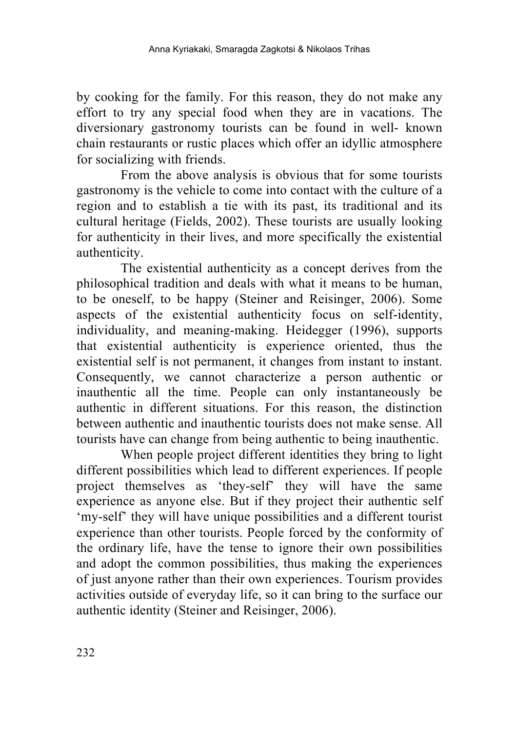by cooking for the family. For this reason, they do not make any effort to try any special food when they are in vacations. The diversionary gastronomy tourists can be found in well- known chain restaurants or rustic places which offer an idyllic atmosphere for socializing with friends.

From the above analysis is obvious that for some tourists gastronomy is the vehicle to come into contact with the culture of a region and to establish a tie with its past, its traditional and its cultural heritage (Fields, 2002). These tourists are usually looking for authenticity in their lives, and more specifically the existential authenticity.

The existential authenticity as a concept derives from the philosophical tradition and deals with what it means to be human, to be oneself, to be happy (Steiner and Reisinger, 2006). Some aspects of the existential authenticity focus on self-identity, individuality, and meaning-making. Heidegger (1996), supports that existential authenticity is experience oriented, thus the existential self is not permanent, it changes from instant to instant. Consequently, we cannot characterize a person authentic or inauthentic all the time. People can only instantaneously be authentic in different situations. For this reason, the distinction between authentic and inauthentic tourists does not make sense. All tourists have can change from being authentic to being inauthentic.

When people project different identities they bring to light different possibilities which lead to different experiences. If people project themselves as 'they-self' they will have the same experience as anyone else. But if they project their authentic self 'my-self' they will have unique possibilities and a different tourist experience than other tourists. People forced by the conformity of the ordinary life, have the tense to ignore their own possibilities and adopt the common possibilities, thus making the experiences of just anyone rather than their own experiences. Tourism provides activities outside of everyday life, so it can bring to the surface our authentic identity (Steiner and Reisinger, 2006).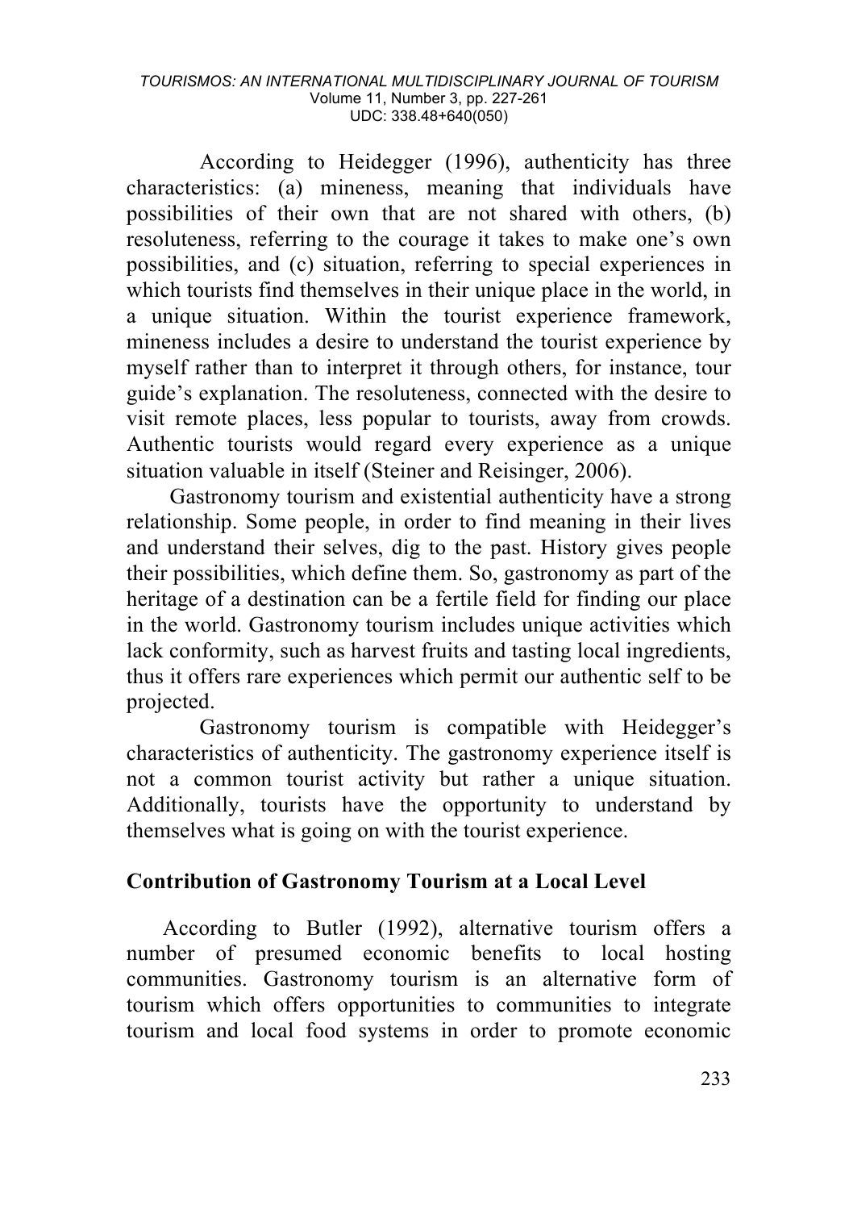According to Heidegger (1996), authenticity has three characteristics: (a) mineness, meaning that individuals have possibilities of their own that are not shared with others, (b) resoluteness, referring to the courage it takes to make one's own possibilities, and (c) situation, referring to special experiences in which tourists find themselves in their unique place in the world, in a unique situation. Within the tourist experience framework, mineness includes a desire to understand the tourist experience by myself rather than to interpret it through others, for instance, tour guide's explanation. The resoluteness, connected with the desire to visit remote places, less popular to tourists, away from crowds. Authentic tourists would regard every experience as a unique situation valuable in itself (Steiner and Reisinger, 2006).

Gastronomy tourism and existential authenticity have a strong relationship. Some people, in order to find meaning in their lives and understand their selves, dig to the past. History gives people their possibilities, which define them. So, gastronomy as part of the heritage of a destination can be a fertile field for finding our place in the world. Gastronomy tourism includes unique activities which lack conformity, such as harvest fruits and tasting local ingredients, thus it offers rare experiences which permit our authentic self to be projected.

Gastronomy tourism is compatible with Heidegger's characteristics of authenticity. The gastronomy experience itself is not a common tourist activity but rather a unique situation. Additionally, tourists have the opportunity to understand by themselves what is going on with the tourist experience.

## Contribution of Gastronomy Tourism at a Local Level

According to Butler (1992), alternative tourism offers a number of presumed economic benefits to local hosting communities. Gastronomy tourism is an alternative form of tourism which offers opportunities to communities to integrate tourism and local food systems in order to promote economic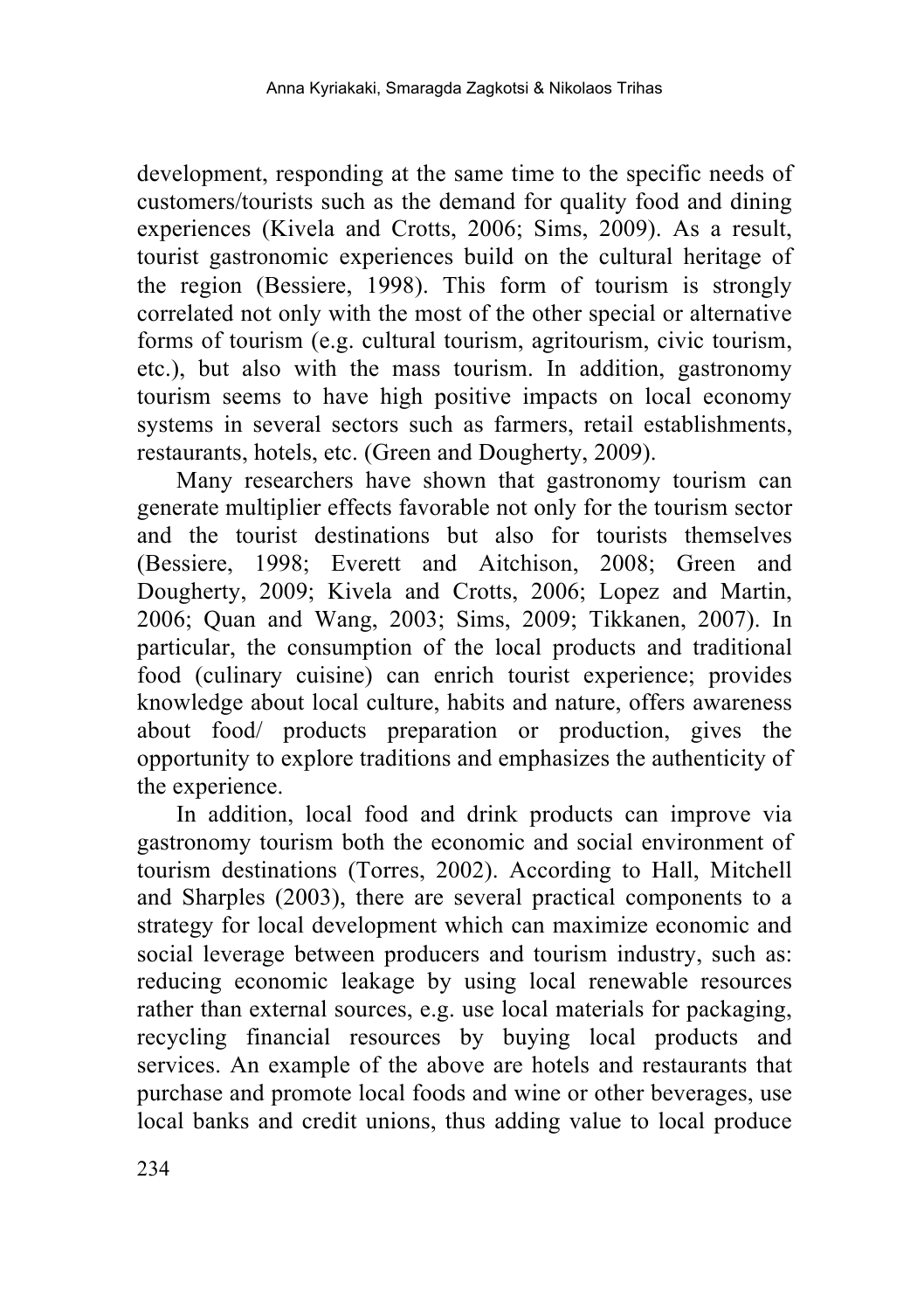development, responding at the same time to the specific needs of customers/tourists such as the demand for quality food and dining experiences (Kivela and Crotts, 2006; Sims, 2009). As a result, tourist gastronomic experiences build on the cultural heritage of the region (Bessiere, 1998). This form of tourism is strongly correlated not only with the most of the other special or alternative forms of tourism (e.g. cultural tourism, agritourism, civic tourism, etc.), but also with the mass tourism. In addition, gastronomy tourism seems to have high positive impacts on local economy systems in several sectors such as farmers, retail establishments, restaurants, hotels, etc. (Green and Dougherty, 2009).

Many researchers have shown that gastronomy tourism can generate multiplier effects favorable not only for the tourism sector and the tourist destinations but also for tourists themselves (Bessiere, 1998; Everett and Aitchison, 2008; Green and Dougherty, 2009; Kivela and Crotts, 2006; Lopez and Martin, 2006; Quan and Wang, 2003; Sims, 2009; Tikkanen, 2007). In particular, the consumption of the local products and traditional food (culinary cuisine) can enrich tourist experience; provides knowledge about local culture, habits and nature, offers awareness about food/ products preparation or production, gives the opportunity to explore traditions and emphasizes the authenticity of the experience.

In addition, local food and drink products can improve via gastronomy tourism both the economic and social environment of tourism destinations (Torres, 2002). According to Hall, Mitchell and Sharples (2003), there are several practical components to a strategy for local development which can maximize economic and social leverage between producers and tourism industry, such as: reducing economic leakage by using local renewable resources rather than external sources, e.g. use local materials for packaging, recycling financial resources by buying local products and services. An example of the above are hotels and restaurants that purchase and promote local foods and wine or other beverages, use local banks and credit unions, thus adding value to local produce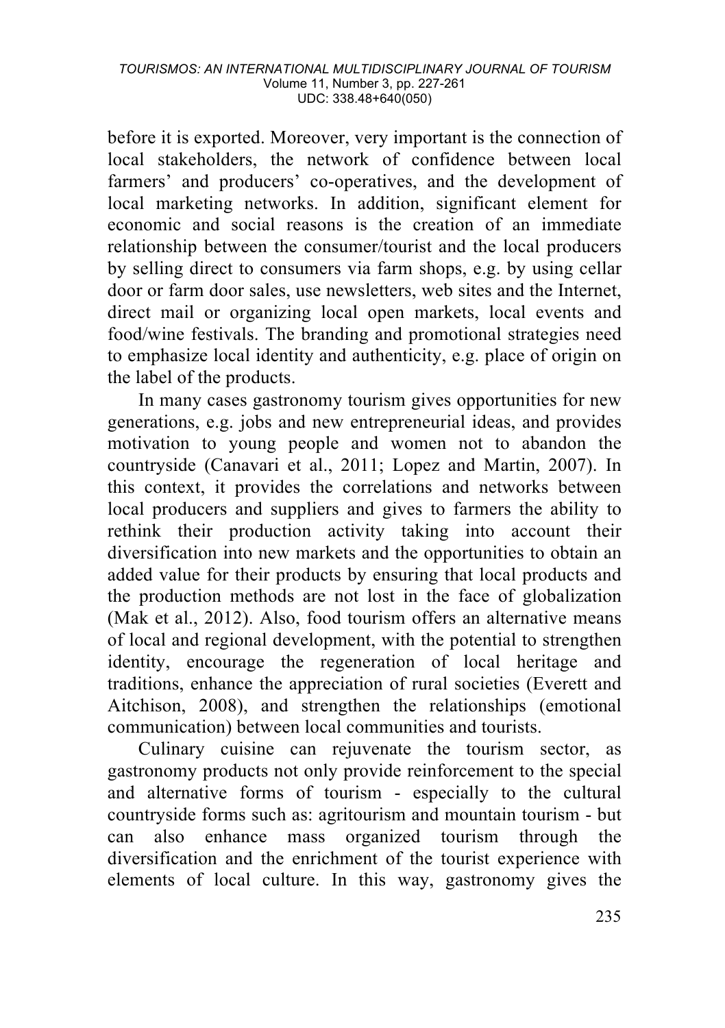before it is exported. Moreover, very important is the connection of local stakeholders, the network of confidence between local farmers' and producers' co-operatives, and the development of local marketing networks. In addition, significant element for economic and social reasons is the creation of an immediate relationship between the consumer/tourist and the local producers by selling direct to consumers via farm shops, e.g. by using cellar door or farm door sales, use newsletters, web sites and the Internet, direct mail or organizing local open markets, local events and food/wine festivals. The branding and promotional strategies need to emphasize local identity and authenticity, e.g. place of origin on the label of the products.

In many cases gastronomy tourism gives opportunities for new generations, e.g. jobs and new entrepreneurial ideas, and provides motivation to young people and women not to abandon the countryside (Canavari et al., 2011; Lopez and Martin, 2007). In this context, it provides the correlations and networks between local producers and suppliers and gives to farmers the ability to rethink their production activity taking into account their diversification into new markets and the opportunities to obtain an added value for their products by ensuring that local products and the production methods are not lost in the face of globalization (Mak et al., 2012). Also, food tourism offers an alternative means of local and regional development, with the potential to strengthen identity, encourage the regeneration of local heritage and traditions, enhance the appreciation of rural societies (Everett and Aitchison, 2008), and strengthen the relationships (emotional communication) between local communities and tourists.

Culinary cuisine can rejuvenate the tourism sector, as gastronomy products not only provide reinforcement to the special and alternative forms of tourism - especially to the cultural countryside forms such as: agritourism and mountain tourism - but can also enhance mass organized tourism through the diversification and the enrichment of the tourist experience with elements of local culture. In this way, gastronomy gives the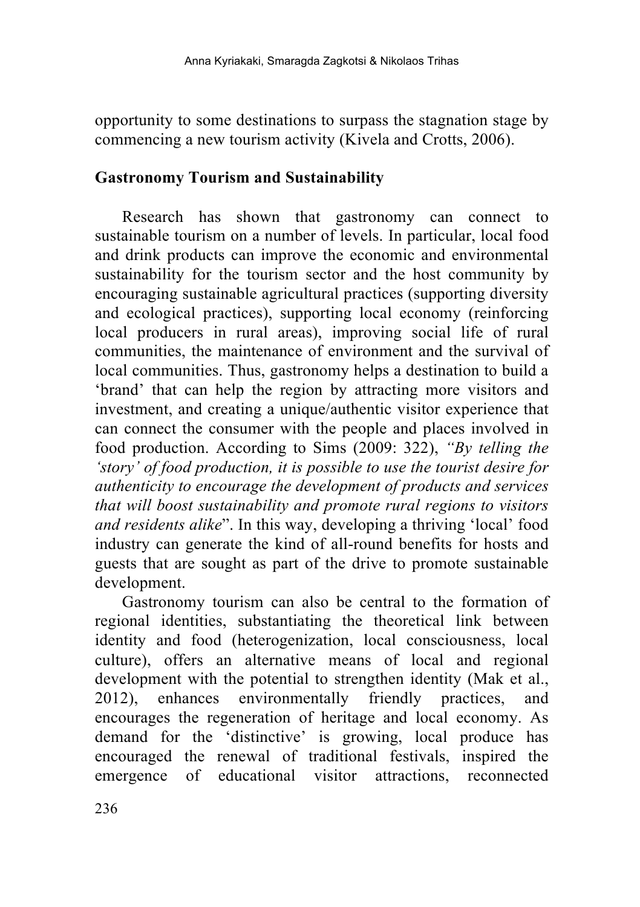opportunity to some destinations to surpass the stagnation stage by commencing a new tourism activity (Kivela and Crotts, 2006).

## Gastronomy Tourism and Sustainability

Research has shown that gastronomy can connect to sustainable tourism on a number of levels. In particular, local food and drink products can improve the economic and environmental sustainability for the tourism sector and the host community by encouraging sustainable agricultural practices (supporting diversity and ecological practices), supporting local economy (reinforcing local producers in rural areas), improving social life of rural communities, the maintenance of environment and the survival of local communities. Thus, gastronomy helps a destination to build a 'brand' that can help the region by attracting more visitors and investment, and creating a unique/authentic visitor experience that can connect the consumer with the people and places involved in food production. According to Sims (2009: 322), *"By telling the 'story' of food production, it is possible to use the tourist desire for authenticity to encourage the development of products and services that will boost sustainability and promote rural regions to visitors and residents alike*". In this way, developing a thriving 'local' food industry can generate the kind of all-round benefits for hosts and guests that are sought as part of the drive to promote sustainable development.

Gastronomy tourism can also be central to the formation of regional identities, substantiating the theoretical link between identity and food (heterogenization, local consciousness, local culture), offers an alternative means of local and regional development with the potential to strengthen identity (Mak et al., 2012), enhances environmentally friendly practices, and encourages the regeneration of heritage and local economy. As demand for the 'distinctive' is growing, local produce has encouraged the renewal of traditional festivals, inspired the emergence of educational visitor attractions, reconnected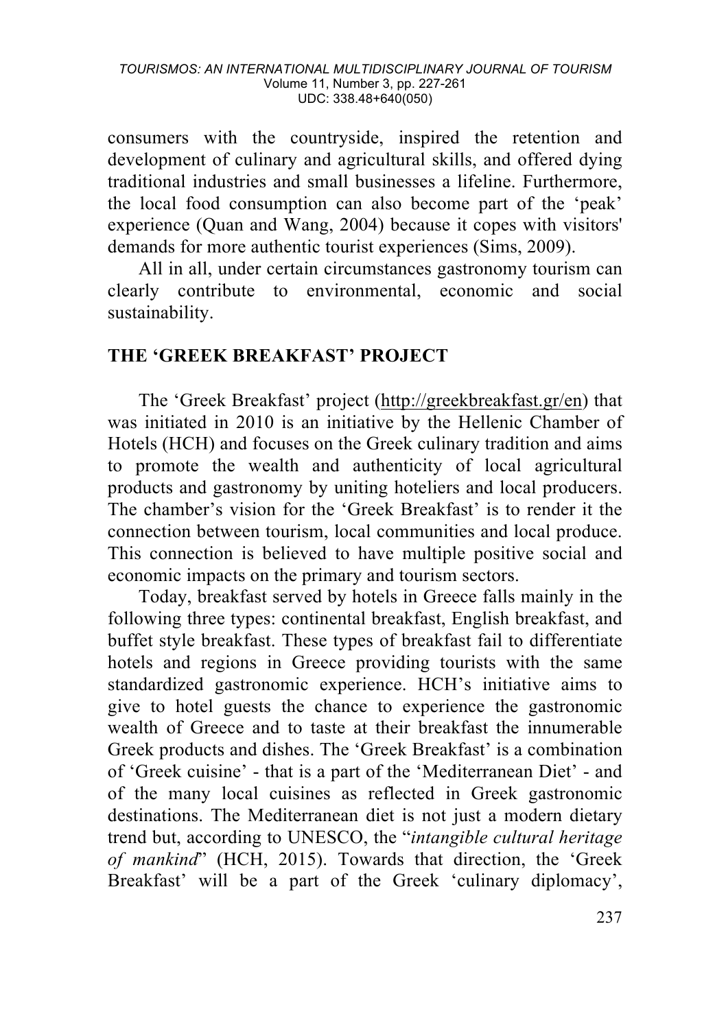consumers with the countryside, inspired the retention and development of culinary and agricultural skills, and offered dying traditional industries and small businesses a lifeline. Furthermore, the local food consumption can also become part of the 'peak' experience (Quan and Wang, 2004) because it copes with visitors' demands for more authentic tourist experiences (Sims, 2009).

All in all, under certain circumstances gastronomy tourism can clearly contribute to environmental, economic and social sustainability.

## THE 'GREEK BREAKFAST' PROJECT

The 'Greek Breakfast' project (http://greekbreakfast.gr/en) that was initiated in 2010 is an initiative by the Hellenic Chamber of Hotels (HCH) and focuses on the Greek culinary tradition and aims to promote the wealth and authenticity of local agricultural products and gastronomy by uniting hoteliers and local producers. The chamber's vision for the 'Greek Breakfast' is to render it the connection between tourism, local communities and local produce. This connection is believed to have multiple positive social and economic impacts on the primary and tourism sectors.

Today, breakfast served by hotels in Greece falls mainly in the following three types: continental breakfast, English breakfast, and buffet style breakfast. These types of breakfast fail to differentiate hotels and regions in Greece providing tourists with the same standardized gastronomic experience. HCH's initiative aims to give to hotel guests the chance to experience the gastronomic wealth of Greece and to taste at their breakfast the innumerable Greek products and dishes. The 'Greek Breakfast' is a combination of 'Greek cuisine' - that is a part of the 'Mediterranean Diet' - and of the many local cuisines as reflected in Greek gastronomic destinations. The Mediterranean diet is not just a modern dietary trend but, according to UNESCO, the "*intangible cultural heritage of mankind*" (HCH, 2015). Towards that direction, the 'Greek Breakfast' will be a part of the Greek 'culinary diplomacy',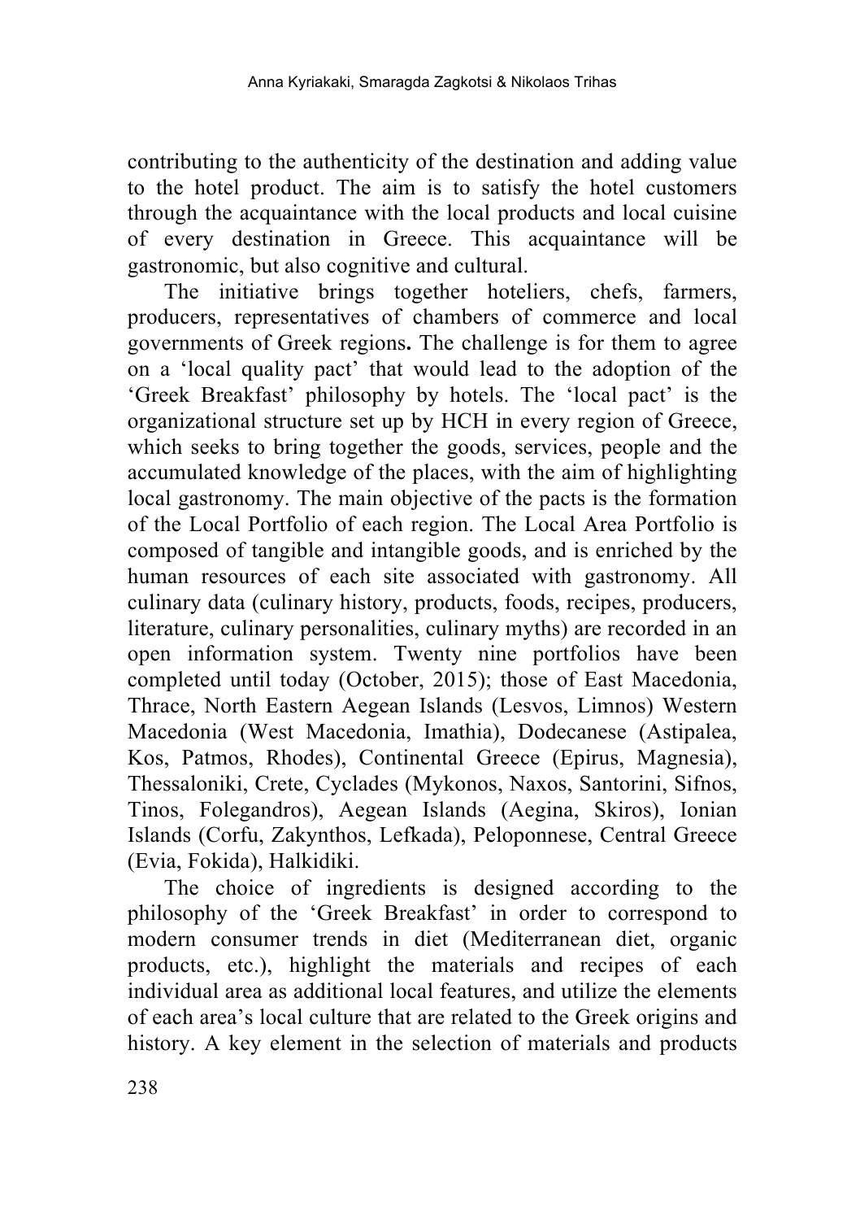contributing to the authenticity of the destination and adding value to the hotel product. The aim is to satisfy the hotel customers through the acquaintance with the local products and local cuisine of every destination in Greece. This acquaintance will be gastronomic, but also cognitive and cultural.

The initiative brings together hoteliers, chefs, farmers, producers, representatives of chambers of commerce and local governments of Greek regions**.** The challenge is for them to agree on a 'local quality pact' that would lead to the adoption of the 'Greek Breakfast' philosophy by hotels. The 'local pact' is the organizational structure set up by HCH in every region of Greece, which seeks to bring together the goods, services, people and the accumulated knowledge of the places, with the aim of highlighting local gastronomy. The main objective of the pacts is the formation of the Local Portfolio of each region. The Local Area Portfolio is composed of tangible and intangible goods, and is enriched by the human resources of each site associated with gastronomy. All culinary data (culinary history, products, foods, recipes, producers, literature, culinary personalities, culinary myths) are recorded in an open information system. Twenty nine portfolios have been completed until today (October, 2015); those of East Macedonia, Thrace, North Eastern Aegean Islands (Lesvos, Limnos) Western Macedonia (West Macedonia, Imathia), Dodecanese (Astipalea, Kos, Patmos, Rhodes), Continental Greece (Epirus, Magnesia), Thessaloniki, Crete, Cyclades (Mykonos, Naxos, Santorini, Sifnos, Tinos, Folegandros), Aegean Islands (Aegina, Skiros), Ionian Islands (Corfu, Zakynthos, Lefkada), Peloponnese, Central Greece (Evia, Fokida), Halkidiki.

The choice of ingredients is designed according to the philosophy of the 'Greek Breakfast' in order to correspond to modern consumer trends in diet (Mediterranean diet, organic products, etc.), highlight the materials and recipes of each individual area as additional local features, and utilize the elements of each area's local culture that are related to the Greek origins and history. A key element in the selection of materials and products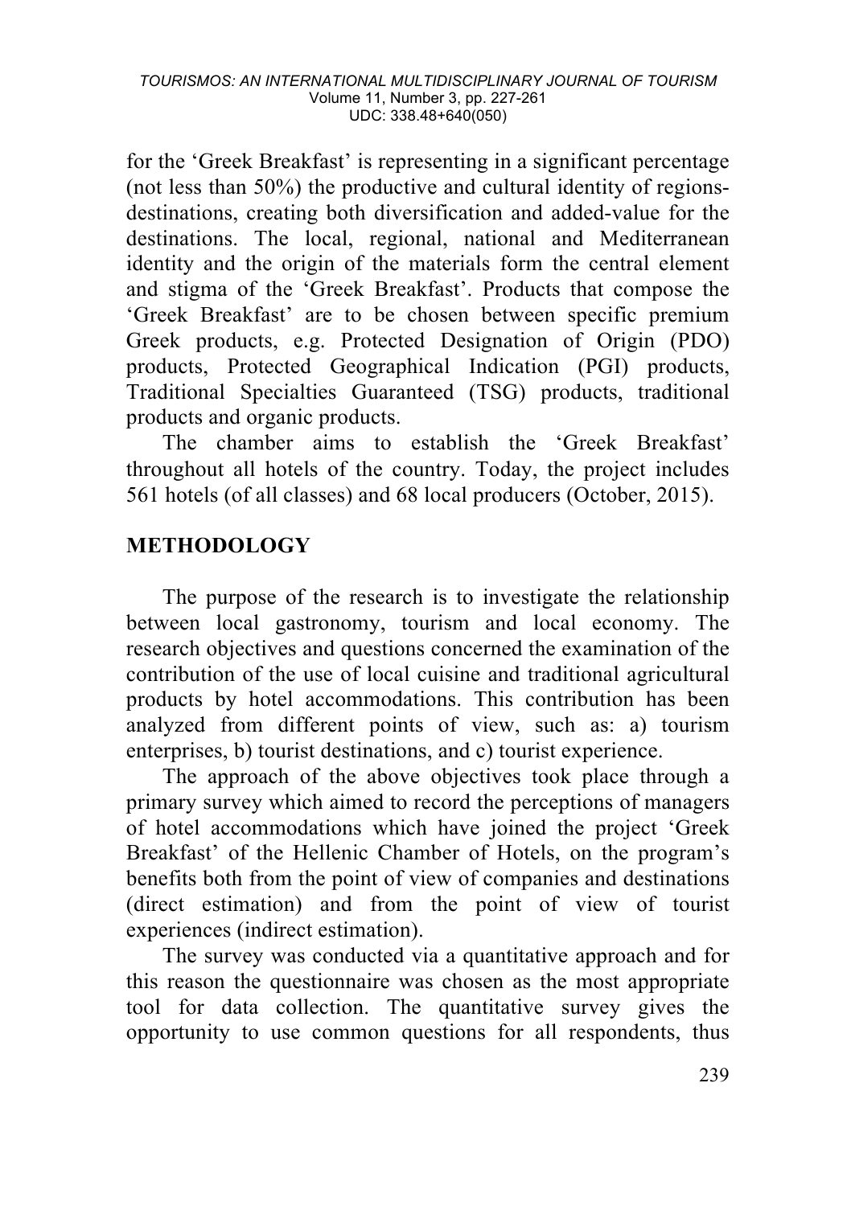for the 'Greek Breakfast' is representing in a significant percentage (not less than 50%) the productive and cultural identity of regions-destinations, creating both diversification and added-value for the destinations. The local, regional, national and Mediterranean identity and the origin of the materials form the central element and stigma of the 'Greek Breakfast'. Products that compose the 'Greek Breakfast' are to be chosen between specific premium Greek products, e.g. Protected Designation of Origin (PDO) products, Protected Geographical Indication (PGI) products, Traditional Specialties Guaranteed (TSG) products, traditional products and organic products.

The chamber aims to establish the 'Greek Breakfast' throughout all hotels of the country. Today, the project includes 561 hotels (of all classes) and 68 local producers (October, 2015).

## METHODOLOGY

The purpose of the research is to investigate the relationship between local gastronomy, tourism and local economy. The research objectives and questions concerned the examination of the contribution of the use of local cuisine and traditional agricultural products by hotel accommodations. This contribution has been analyzed from different points of view, such as: a) tourism enterprises, b) tourist destinations, and c) tourist experience.

The approach of the above objectives took place through a primary survey which aimed to record the perceptions of managers of hotel accommodations which have joined the project 'Greek Breakfast' of the Hellenic Chamber of Hotels, on the program's benefits both from the point of view of companies and destinations (direct estimation) and from the point of view of tourist experiences (indirect estimation).

The survey was conducted via a quantitative approach and for this reason the questionnaire was chosen as the most appropriate tool for data collection. The quantitative survey gives the opportunity to use common questions for all respondents, thus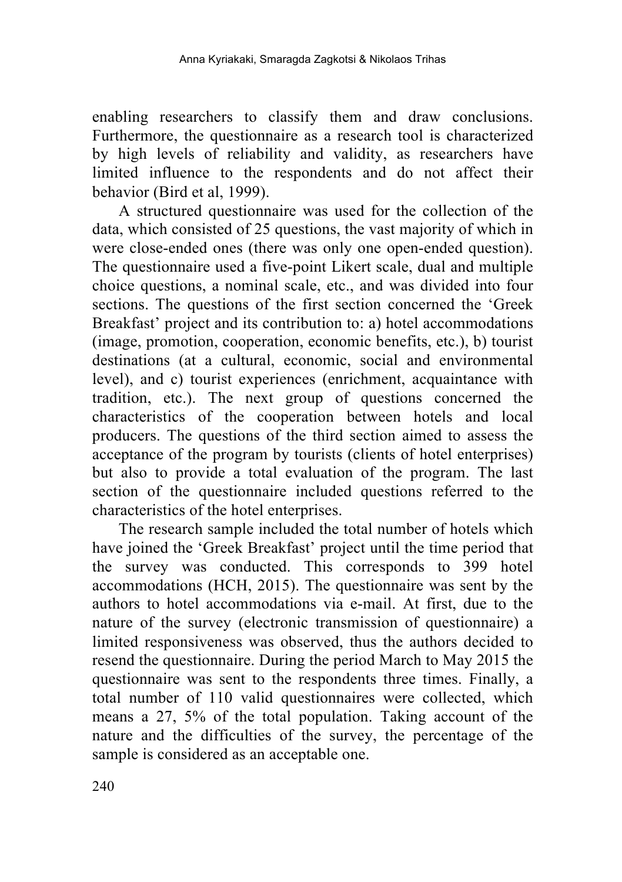enabling researchers to classify them and draw conclusions. Furthermore, the questionnaire as a research tool is characterized by high levels of reliability and validity, as researchers have limited influence to the respondents and do not affect their behavior (Bird et al, 1999).

A structured questionnaire was used for the collection of the data, which consisted of 25 questions, the vast majority of which in were close-ended ones (there was only one open-ended question). The questionnaire used a five-point Likert scale, dual and multiple choice questions, a nominal scale, etc., and was divided into four sections. The questions of the first section concerned the 'Greek Breakfast' project and its contribution to: a) hotel accommodations (image, promotion, cooperation, economic benefits, etc.), b) tourist destinations (at a cultural, economic, social and environmental level), and c) tourist experiences (enrichment, acquaintance with tradition, etc.). The next group of questions concerned the characteristics of the cooperation between hotels and local producers. The questions of the third section aimed to assess the acceptance of the program by tourists (clients of hotel enterprises) but also to provide a total evaluation of the program. The last section of the questionnaire included questions referred to the characteristics of the hotel enterprises.

The research sample included the total number of hotels which have joined the 'Greek Breakfast' project until the time period that the survey was conducted. This corresponds to 399 hotel accommodations (HCH, 2015). The questionnaire was sent by the authors to hotel accommodations via e-mail. At first, due to the nature of the survey (electronic transmission of questionnaire) a limited responsiveness was observed, thus the authors decided to resend the questionnaire. During the period March to May 2015 the questionnaire was sent to the respondents three times. Finally, a total number of 110 valid questionnaires were collected, which means a 27, 5% of the total population. Taking account of the nature and the difficulties of the survey, the percentage of the sample is considered as an acceptable one.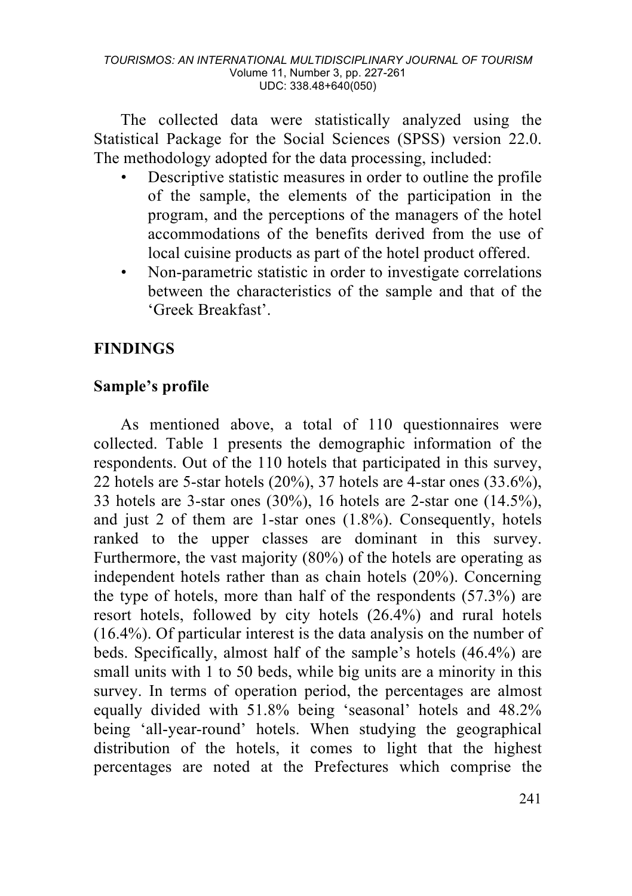The collected data were statistically analyzed using the Statistical Package for the Social Sciences (SPSS) version 22.0. The methodology adopted for the data processing, included:

- Descriptive statistic measures in order to outline the profile of the sample, the elements of the participation in the program, and the perceptions of the managers of the hotel accommodations of the benefits derived from the use of local cuisine products as part of the hotel product offered.
- Non-parametric statistic in order to investigate correlations between the characteristics of the sample and that of the 'Greek Breakfast'.

## FINDINGS

### Sample's profile

As mentioned above, a total of 110 questionnaires were collected. Table 1 presents the demographic information of the respondents. Out of the 110 hotels that participated in this survey, 22 hotels are 5-star hotels (20%), 37 hotels are 4-star ones (33.6%), 33 hotels are 3-star ones (30%), 16 hotels are 2-star one (14.5%), and just 2 of them are 1-star ones (1.8%). Consequently, hotels ranked to the upper classes are dominant in this survey. Furthermore, the vast majority (80%) of the hotels are operating as independent hotels rather than as chain hotels (20%). Concerning the type of hotels, more than half of the respondents (57.3%) are resort hotels, followed by city hotels (26.4%) and rural hotels (16.4%). Of particular interest is the data analysis on the number of beds. Specifically, almost half of the sample's hotels (46.4%) are small units with 1 to 50 beds, while big units are a minority in this survey. In terms of operation period, the percentages are almost equally divided with 51.8% being 'seasonal' hotels and 48.2% being 'all-year-round' hotels. When studying the geographical distribution of the hotels, it comes to light that the highest percentages are noted at the Prefectures which comprise the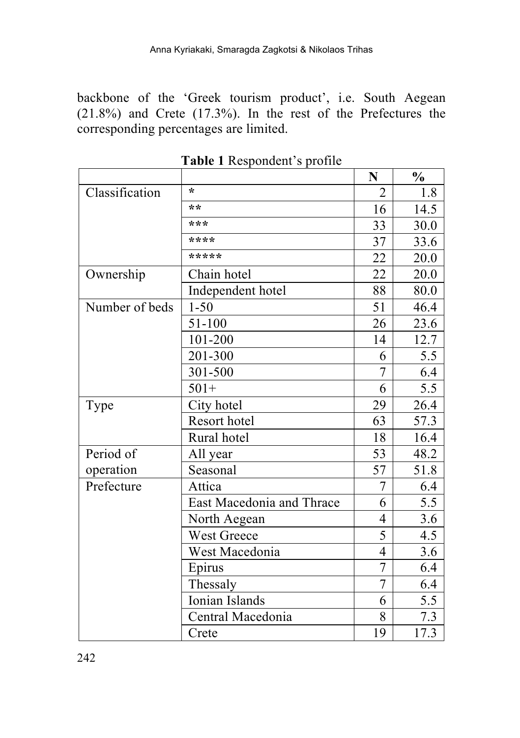backbone of the ‘Greek tourism product’, i.e. South Aegean (21.8%) and Crete (17.3%). In the rest of the Prefectures the corresponding percentages are limited.

**Table 1** Respondent’s profile

| | | N | % |
|---|---|---|---|
| Classification | * | 2 | 1.8 |
| | ** | 16 | 14.5 |
| | *** | 33 | 30.0 |
| | **** | 37 | 33.6 |
| | ***** | 22 | 20.0 |
| Ownership | Chain hotel | 22 | 20.0 |
| | Independent hotel | 88 | 80.0 |
| Number of beds | 1-50 | 51 | 46.4 |
| | 51-100 | 26 | 23.6 |
| | 101-200 | 14 | 12.7 |
| | 201-300 | 6 | 5.5 |
| | 301-500 | 7 | 6.4 |
| | 501+ | 6 | 5.5 |
| Type | City hotel | 29 | 26.4 |
| | Resort hotel | 63 | 57.3 |
| | Rural hotel | 18 | 16.4 |
| Period of operation | All year | 53 | 48.2 |
| | Seasonal | 57 | 51.8 |
| Prefecture | Attica | 7 | 6.4 |
| | East Macedonia and Thrace | 6 | 5.5 |
| | North Aegean | 4 | 3.6 |
| | West Greece | 5 | 4.5 |
| | West Macedonia | 4 | 3.6 |
| | Epirus | 7 | 6.4 |
| | Thessaly | 7 | 6.4 |
| | Ionian Islands | 6 | 5.5 |
| | Central Macedonia | 8 | 7.3 |
| | Crete | 19 | 17.3 |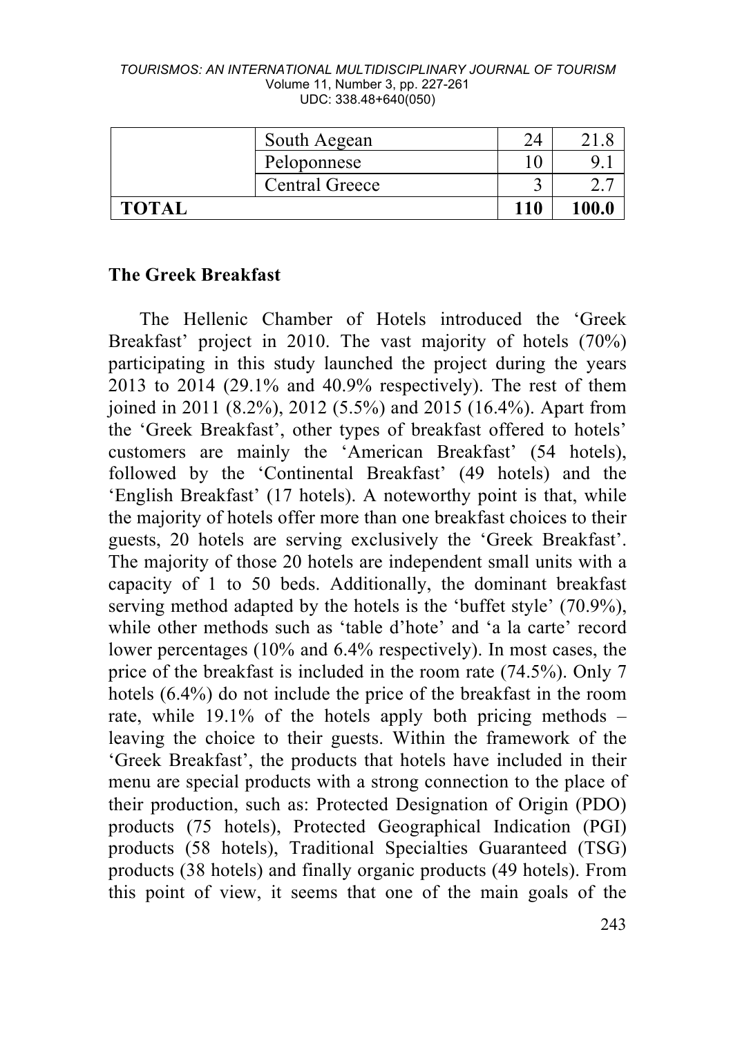| | | | |
|---|---|---|---|
| | South Aegean | 24 | 21.8 |
| | Peloponnese | 10 | 9.1 |
| | Central Greece | 3 | 2.7 |
| **TOTAL** | | **110** | **100.0** |

## The Greek Breakfast

The Hellenic Chamber of Hotels introduced the 'Greek Breakfast' project in 2010. The vast majority of hotels (70%) participating in this study launched the project during the years 2013 to 2014 (29.1% and 40.9% respectively). The rest of them joined in 2011 (8.2%), 2012 (5.5%) and 2015 (16.4%). Apart from the 'Greek Breakfast', other types of breakfast offered to hotels' customers are mainly the 'American Breakfast' (54 hotels), followed by the 'Continental Breakfast' (49 hotels) and the 'English Breakfast' (17 hotels). A noteworthy point is that, while the majority of hotels offer more than one breakfast choices to their guests, 20 hotels are serving exclusively the 'Greek Breakfast'. The majority of those 20 hotels are independent small units with a capacity of 1 to 50 beds. Additionally, the dominant breakfast serving method adapted by the hotels is the 'buffet style' (70.9%), while other methods such as 'table d'hote' and 'a la carte' record lower percentages (10% and 6.4% respectively). In most cases, the price of the breakfast is included in the room rate (74.5%). Only 7 hotels (6.4%) do not include the price of the breakfast in the room rate, while 19.1% of the hotels apply both pricing methods – leaving the choice to their guests. Within the framework of the 'Greek Breakfast', the products that hotels have included in their menu are special products with a strong connection to the place of their production, such as: Protected Designation of Origin (PDO) products (75 hotels), Protected Geographical Indication (PGI) products (58 hotels), Traditional Specialties Guaranteed (TSG) products (38 hotels) and finally organic products (49 hotels). From this point of view, it seems that one of the main goals of the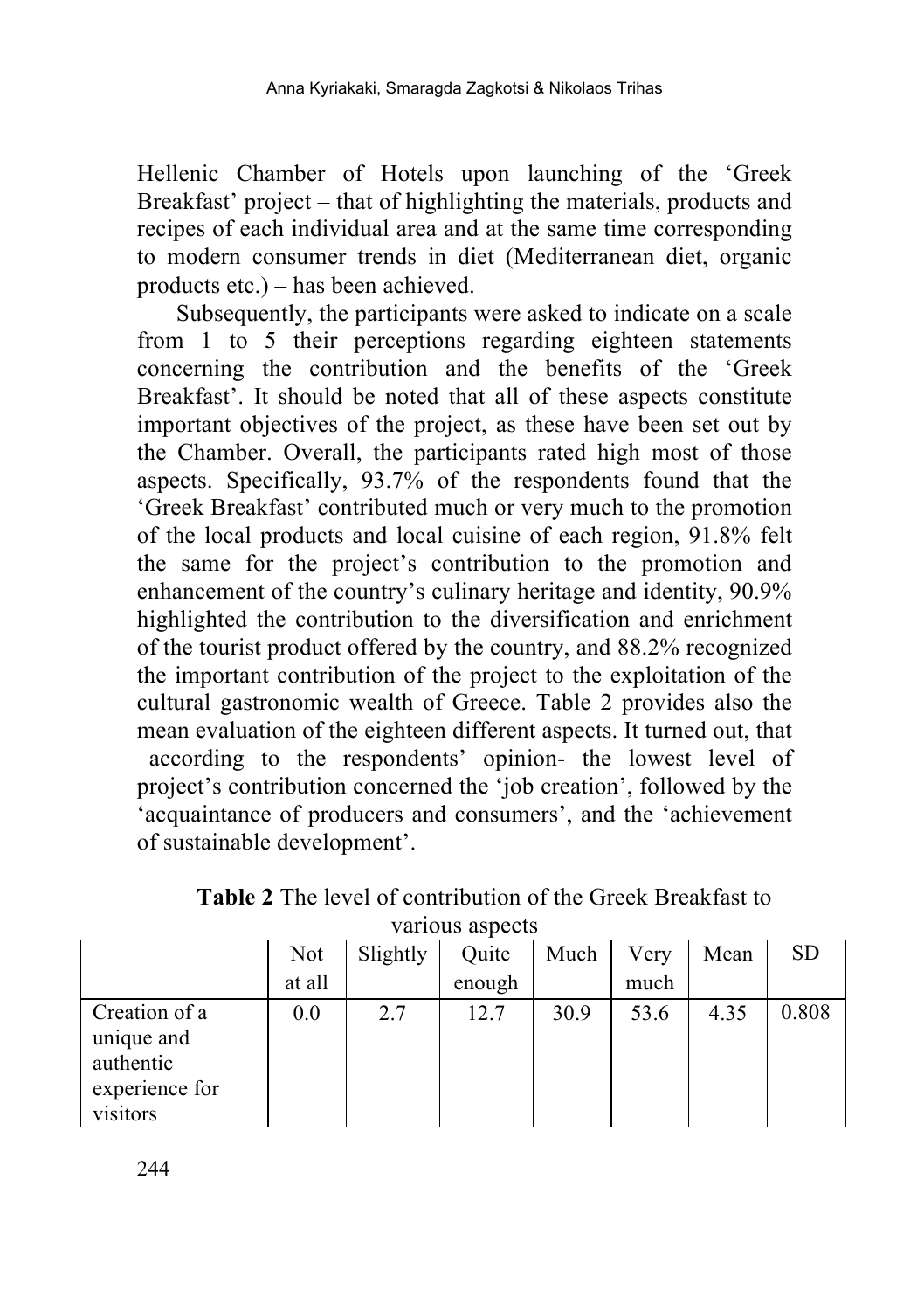Hellenic Chamber of Hotels upon launching of the 'Greek Breakfast' project – that of highlighting the materials, products and recipes of each individual area and at the same time corresponding to modern consumer trends in diet (Mediterranean diet, organic products etc.) – has been achieved.

Subsequently, the participants were asked to indicate on a scale from 1 to 5 their perceptions regarding eighteen statements concerning the contribution and the benefits of the 'Greek Breakfast'. It should be noted that all of these aspects constitute important objectives of the project, as these have been set out by the Chamber. Overall, the participants rated high most of those aspects. Specifically, 93.7% of the respondents found that the 'Greek Breakfast' contributed much or very much to the promotion of the local products and local cuisine of each region, 91.8% felt the same for the project's contribution to the promotion and enhancement of the country's culinary heritage and identity, 90.9% highlighted the contribution to the diversification and enrichment of the tourist product offered by the country, and 88.2% recognized the important contribution of the project to the exploitation of the cultural gastronomic wealth of Greece. Table 2 provides also the mean evaluation of the eighteen different aspects. It turned out, that –according to the respondents' opinion- the lowest level of project's contribution concerned the 'job creation', followed by the 'acquaintance of producers and consumers', and the 'achievement of sustainable development'.

**Table 2** The level of contribution of the Greek Breakfast to various aspects

| | Not at all | Slightly | Quite enough | Much | Very much | Mean | SD |
|---|---|---|---|---|---|---|---|
| Creation of a unique and authentic experience for visitors | 0.0 | 2.7 | 12.7 | 30.9 | 53.6 | 4.35 | 0.808 |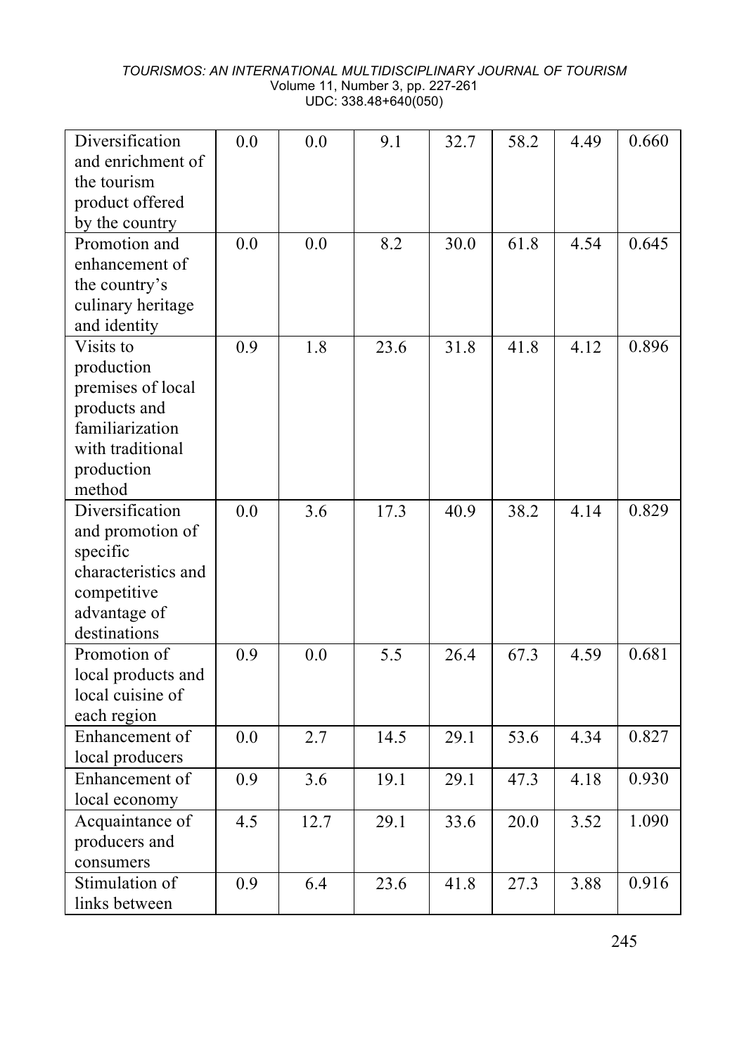| | | | | | | | |
|---|---|---|---|---|---|---|---|
| Diversification and enrichment of the tourism product offered by the country | 0.0 | 0.0 | 9.1 | 32.7 | 58.2 | 4.49 | 0.660 |
| Promotion and enhancement of the country's culinary heritage and identity | 0.0 | 0.0 | 8.2 | 30.0 | 61.8 | 4.54 | 0.645 |
| Visits to production premises of local products and familiarization with traditional production method | 0.9 | 1.8 | 23.6 | 31.8 | 41.8 | 4.12 | 0.896 |
| Diversification and promotion of specific characteristics and competitive advantage of destinations | 0.0 | 3.6 | 17.3 | 40.9 | 38.2 | 4.14 | 0.829 |
| Promotion of local products and local cuisine of each region | 0.9 | 0.0 | 5.5 | 26.4 | 67.3 | 4.59 | 0.681 |
| Enhancement of local producers | 0.0 | 2.7 | 14.5 | 29.1 | 53.6 | 4.34 | 0.827 |
| Enhancement of local economy | 0.9 | 3.6 | 19.1 | 29.1 | 47.3 | 4.18 | 0.930 |
| Acquaintance of producers and consumers | 4.5 | 12.7 | 29.1 | 33.6 | 20.0 | 3.52 | 1.090 |
| Stimulation of links between | 0.9 | 6.4 | 23.6 | 41.8 | 27.3 | 3.88 | 0.916 |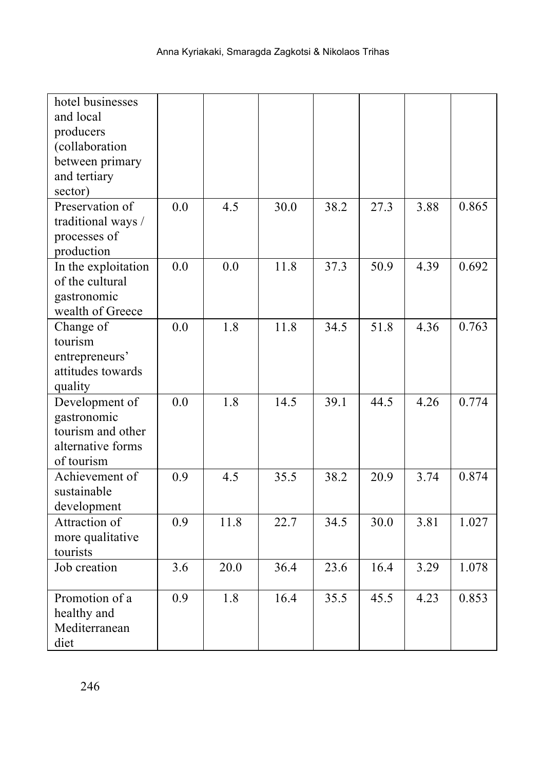| | | | | | | | |
|---|---|---|---|---|---|---|---|
| hotel businesses and local producers (collaboration between primary and tertiary sector) | | | | | | | |
| Preservation of traditional ways / processes of production | 0.0 | 4.5 | 30.0 | 38.2 | 27.3 | 3.88 | 0.865 |
| In the exploitation of the cultural gastronomic wealth of Greece | 0.0 | 0.0 | 11.8 | 37.3 | 50.9 | 4.39 | 0.692 |
| Change of tourism entrepreneurs' attitudes towards quality | 0.0 | 1.8 | 11.8 | 34.5 | 51.8 | 4.36 | 0.763 |
| Development of gastronomic tourism and other alternative forms of tourism | 0.0 | 1.8 | 14.5 | 39.1 | 44.5 | 4.26 | 0.774 |
| Achievement of sustainable development | 0.9 | 4.5 | 35.5 | 38.2 | 20.9 | 3.74 | 0.874 |
| Attraction of more qualitative tourists | 0.9 | 11.8 | 22.7 | 34.5 | 30.0 | 3.81 | 1.027 |
| Job creation | 3.6 | 20.0 | 36.4 | 23.6 | 16.4 | 3.29 | 1.078 |
| Promotion of a healthy and Mediterranean diet | 0.9 | 1.8 | 16.4 | 35.5 | 45.5 | 4.23 | 0.853 |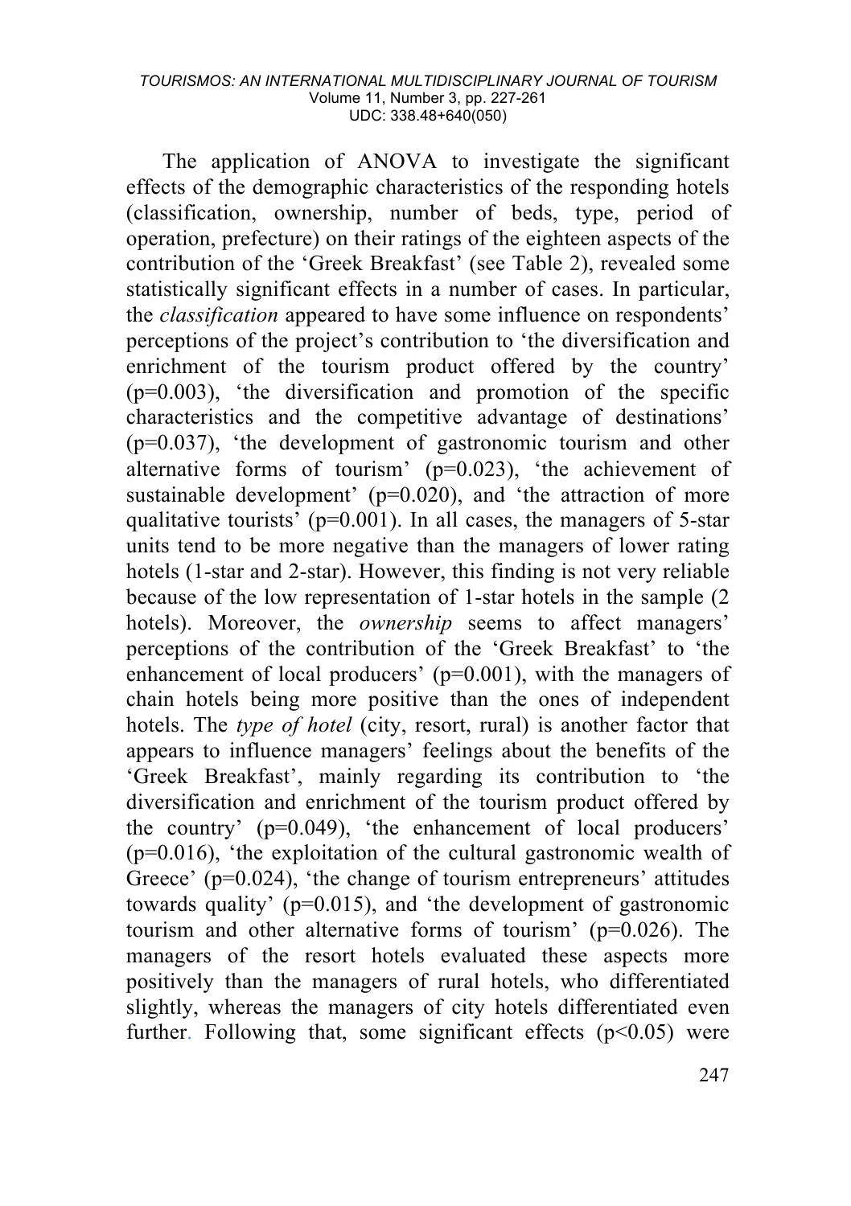The application of ANOVA to investigate the significant effects of the demographic characteristics of the responding hotels (classification, ownership, number of beds, type, period of operation, prefecture) on their ratings of the eighteen aspects of the contribution of the 'Greek Breakfast' (see Table 2), revealed some statistically significant effects in a number of cases. In particular, the *classification* appeared to have some influence on respondents' perceptions of the project's contribution to 'the diversification and enrichment of the tourism product offered by the country' ($p=0.003$), 'the diversification and promotion of the specific characteristics and the competitive advantage of destinations' ($p=0.037$), 'the development of gastronomic tourism and other alternative forms of tourism' ($p=0.023$), 'the achievement of sustainable development' ($p=0.020$), and 'the attraction of more qualitative tourists' ($p=0.001$). In all cases, the managers of 5-star units tend to be more negative than the managers of lower rating hotels (1-star and 2-star). However, this finding is not very reliable because of the low representation of 1-star hotels in the sample (2 hotels). Moreover, the *ownership* seems to affect managers' perceptions of the contribution of the 'Greek Breakfast' to 'the enhancement of local producers' ($p=0.001$), with the managers of chain hotels being more positive than the ones of independent hotels. The *type of hotel* (city, resort, rural) is another factor that appears to influence managers' feelings about the benefits of the 'Greek Breakfast', mainly regarding its contribution to 'the diversification and enrichment of the tourism product offered by the country' ($p=0.049$), 'the enhancement of local producers' ($p=0.016$), 'the exploitation of the cultural gastronomic wealth of Greece' ($p=0.024$), 'the change of tourism entrepreneurs' attitudes towards quality' ($p=0.015$), and 'the development of gastronomic tourism and other alternative forms of tourism' ($p=0.026$). The managers of the resort hotels evaluated these aspects more positively than the managers of rural hotels, who differentiated slightly, whereas the managers of city hotels differentiated even further. Following that, some significant effects ($p<0.05$) were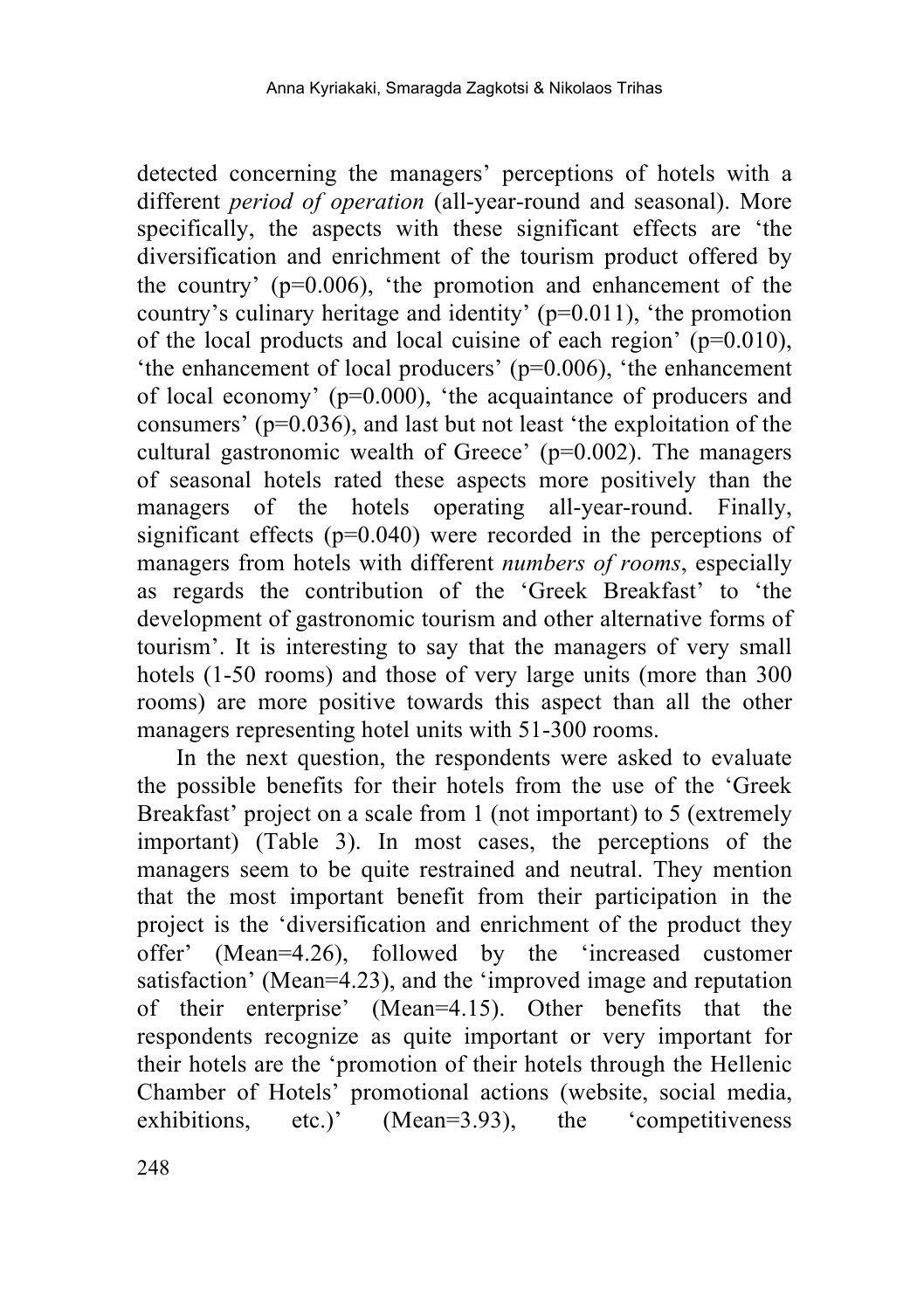detected concerning the managers' perceptions of hotels with a different *period of operation* (all-year-round and seasonal). More specifically, the aspects with these significant effects are 'the diversification and enrichment of the tourism product offered by the country' ($p=0.006$), 'the promotion and enhancement of the country's culinary heritage and identity' ($p=0.011$), 'the promotion of the local products and local cuisine of each region' ($p=0.010$), 'the enhancement of local producers' ($p=0.006$), 'the enhancement of local economy' ($p=0.000$), 'the acquaintance of producers and consumers' ($p=0.036$), and last but not least 'the exploitation of the cultural gastronomic wealth of Greece' ($p=0.002$). The managers of seasonal hotels rated these aspects more positively than the managers of the hotels operating all-year-round. Finally, significant effects ($p=0.040$) were recorded in the perceptions of managers from hotels with different *numbers of rooms*, especially as regards the contribution of the 'Greek Breakfast' to 'the development of gastronomic tourism and other alternative forms of tourism'. It is interesting to say that the managers of very small hotels (1-50 rooms) and those of very large units (more than 300 rooms) are more positive towards this aspect than all the other managers representing hotel units with 51-300 rooms.

In the next question, the respondents were asked to evaluate the possible benefits for their hotels from the use of the 'Greek Breakfast' project on a scale from 1 (not important) to 5 (extremely important) (Table 3). In most cases, the perceptions of the managers seem to be quite restrained and neutral. They mention that the most important benefit from their participation in the project is the 'diversification and enrichment of the product they offer' (Mean=4.26), followed by the 'increased customer satisfaction' (Mean=4.23), and the 'improved image and reputation of their enterprise' (Mean=4.15). Other benefits that the respondents recognize as quite important or very important for their hotels are the 'promotion of their hotels through the Hellenic Chamber of Hotels' promotional actions (website, social media, exhibitions, etc.)' (Mean=3.93), the 'competitiveness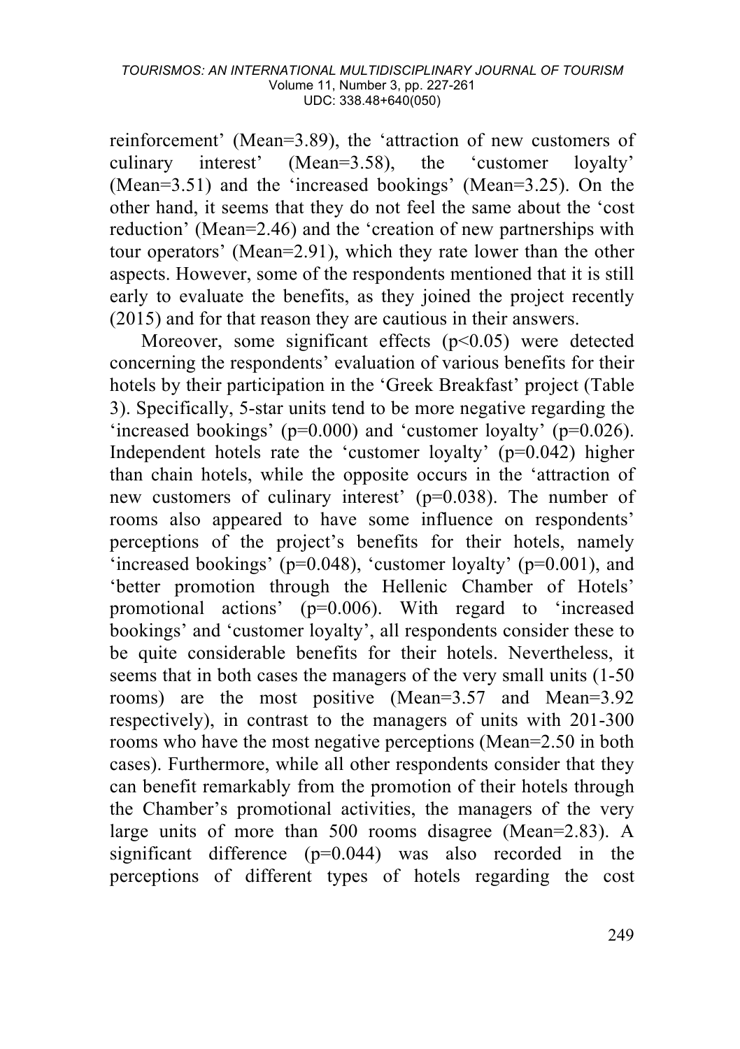reinforcement' (Mean=3.89), the 'attraction of new customers of culinary interest' (Mean=3.58), the 'customer loyalty' (Mean=3.51) and the 'increased bookings' (Mean=3.25). On the other hand, it seems that they do not feel the same about the 'cost reduction' (Mean=2.46) and the 'creation of new partnerships with tour operators' (Mean=2.91), which they rate lower than the other aspects. However, some of the respondents mentioned that it is still early to evaluate the benefits, as they joined the project recently (2015) and for that reason they are cautious in their answers.

Moreover, some significant effects ($p<0.05$) were detected concerning the respondents' evaluation of various benefits for their hotels by their participation in the 'Greek Breakfast' project (Table 3). Specifically, 5-star units tend to be more negative regarding the 'increased bookings' ($p=0.000$) and 'customer loyalty' ($p=0.026$). Independent hotels rate the 'customer loyalty' ($p=0.042$) higher than chain hotels, while the opposite occurs in the 'attraction of new customers of culinary interest' ($p=0.038$). The number of rooms also appeared to have some influence on respondents' perceptions of the project's benefits for their hotels, namely 'increased bookings' ($p=0.048$), 'customer loyalty' ($p=0.001$), and 'better promotion through the Hellenic Chamber of Hotels' promotional actions' ($p=0.006$). With regard to 'increased bookings' and 'customer loyalty', all respondents consider these to be quite considerable benefits for their hotels. Nevertheless, it seems that in both cases the managers of the very small units (1-50 rooms) are the most positive (Mean=3.57 and Mean=3.92 respectively), in contrast to the managers of units with 201-300 rooms who have the most negative perceptions (Mean=2.50 in both cases). Furthermore, while all other respondents consider that they can benefit remarkably from the promotion of their hotels through the Chamber's promotional activities, the managers of the very large units of more than 500 rooms disagree (Mean=2.83). A significant difference ($p=0.044$) was also recorded in the perceptions of different types of hotels regarding the cost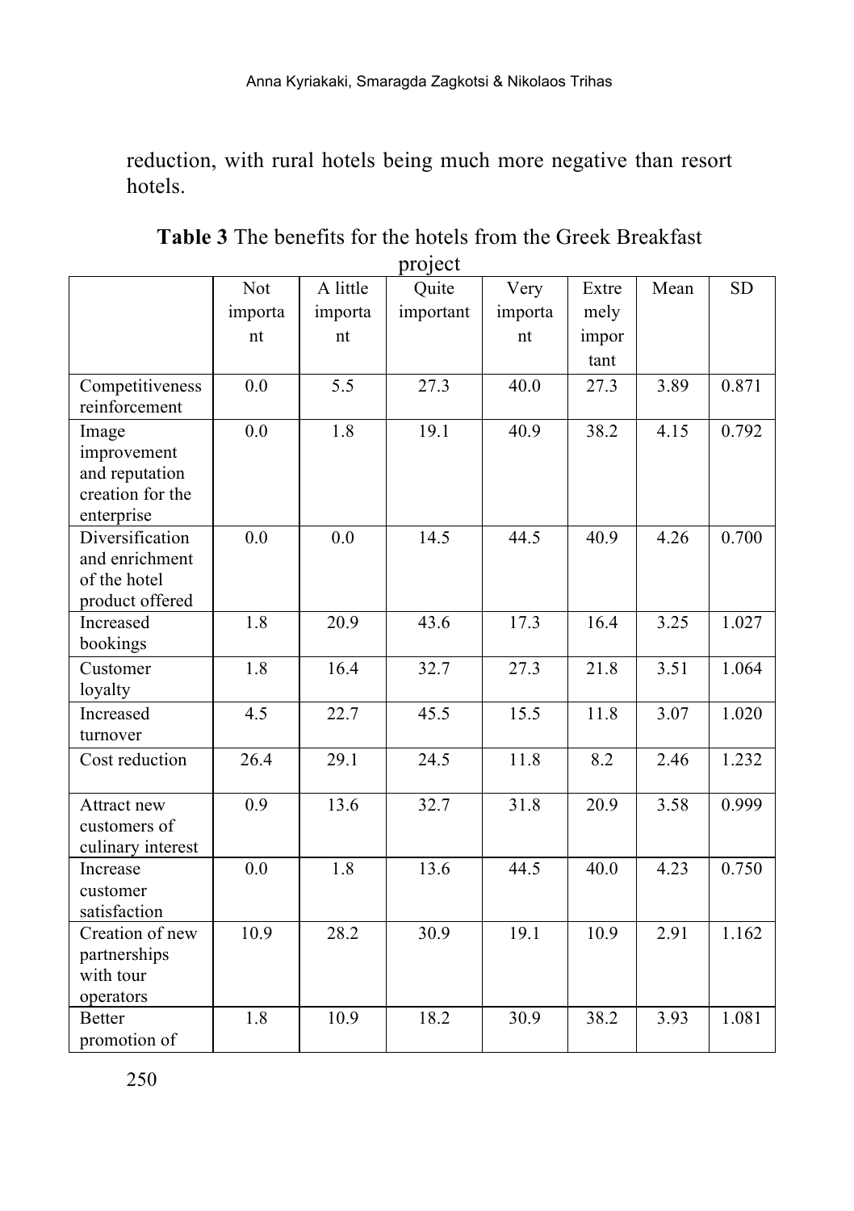reduction, with rural hotels being much more negative than resort hotels.

**Table 3** The benefits for the hotels from the Greek Breakfast project

| | Not important | A little important | Quite important | Very important | Extremely important | Mean | SD |
|---|---|---|---|---|---|---|---|
| Competitiveness reinforcement | 0.0 | 5.5 | 27.3 | 40.0 | 27.3 | 3.89 | 0.871 |
| Image improvement and reputation creation for the enterprise | 0.0 | 1.8 | 19.1 | 40.9 | 38.2 | 4.15 | 0.792 |
| Diversification and enrichment of the hotel product offered | 0.0 | 0.0 | 14.5 | 44.5 | 40.9 | 4.26 | 0.700 |
| Increased bookings | 1.8 | 20.9 | 43.6 | 17.3 | 16.4 | 3.25 | 1.027 |
| Customer loyalty | 1.8 | 16.4 | 32.7 | 27.3 | 21.8 | 3.51 | 1.064 |
| Increased turnover | 4.5 | 22.7 | 45.5 | 15.5 | 11.8 | 3.07 | 1.020 |
| Cost reduction | 26.4 | 29.1 | 24.5 | 11.8 | 8.2 | 2.46 | 1.232 |
| Attract new customers of culinary interest | 0.9 | 13.6 | 32.7 | 31.8 | 20.9 | 3.58 | 0.999 |
| Increase customer satisfaction | 0.0 | 1.8 | 13.6 | 44.5 | 40.0 | 4.23 | 0.750 |
| Creation of new partnerships with tour operators | 10.9 | 28.2 | 30.9 | 19.1 | 10.9 | 2.91 | 1.162 |
| Better promotion of | 1.8 | 10.9 | 18.2 | 30.9 | 38.2 | 3.93 | 1.081 |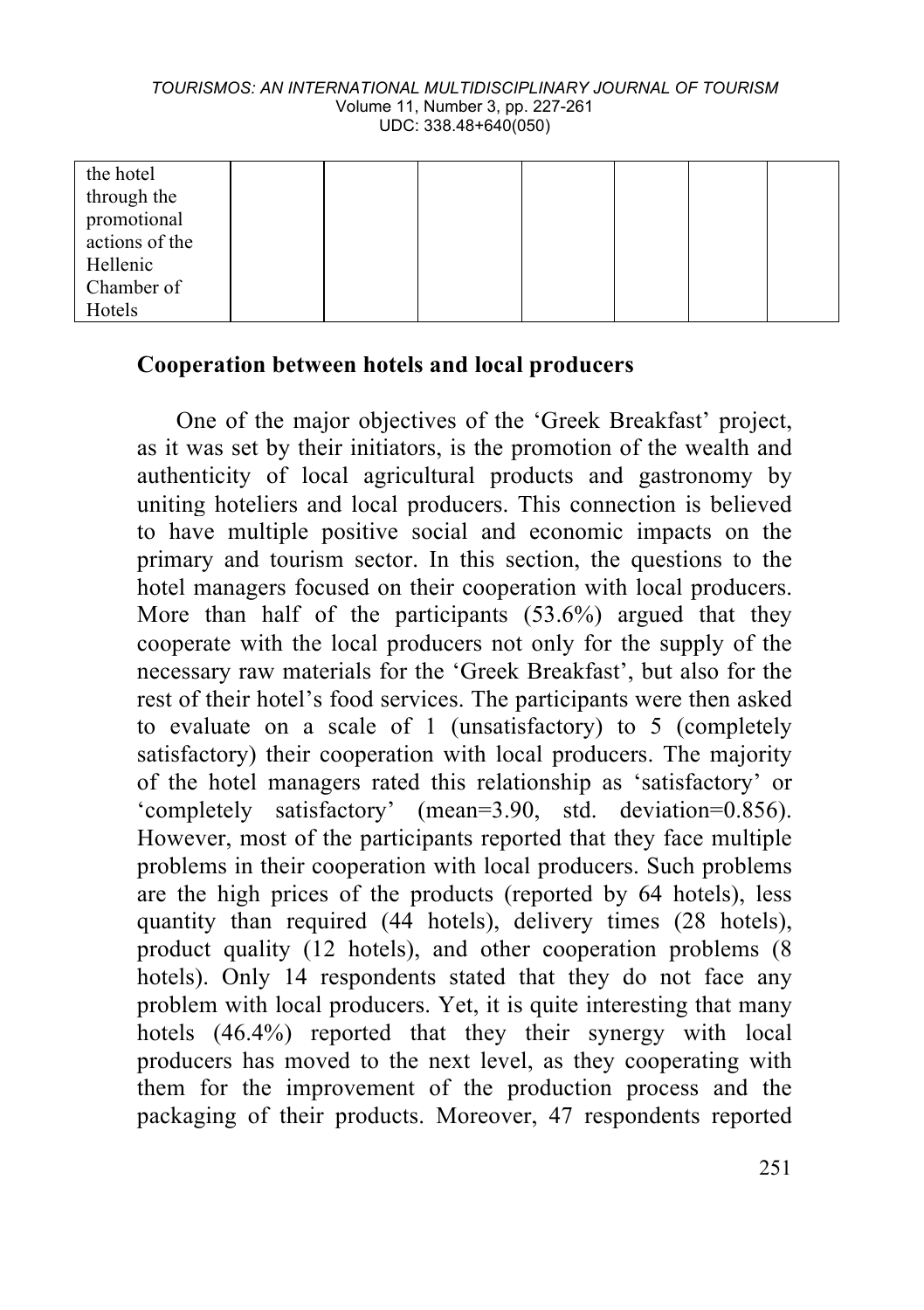| the hotel through the promotional actions of the Hellenic Chamber of Hotels | | | | | | | |
|---|---|---|---|---|---|---|---|

## Cooperation between hotels and local producers

One of the major objectives of the 'Greek Breakfast' project, as it was set by their initiators, is the promotion of the wealth and authenticity of local agricultural products and gastronomy by uniting hoteliers and local producers. This connection is believed to have multiple positive social and economic impacts on the primary and tourism sector. In this section, the questions to the hotel managers focused on their cooperation with local producers. More than half of the participants (53.6%) argued that they cooperate with the local producers not only for the supply of the necessary raw materials for the 'Greek Breakfast', but also for the rest of their hotel's food services. The participants were then asked to evaluate on a scale of 1 (unsatisfactory) to 5 (completely satisfactory) their cooperation with local producers. The majority of the hotel managers rated this relationship as 'satisfactory' or 'completely satisfactory' (mean=3.90, std. deviation=0.856). However, most of the participants reported that they face multiple problems in their cooperation with local producers. Such problems are the high prices of the products (reported by 64 hotels), less quantity than required (44 hotels), delivery times (28 hotels), product quality (12 hotels), and other cooperation problems (8 hotels). Only 14 respondents stated that they do not face any problem with local producers. Yet, it is quite interesting that many hotels (46.4%) reported that they their synergy with local producers has moved to the next level, as they cooperating with them for the improvement of the production process and the packaging of their products. Moreover, 47 respondents reported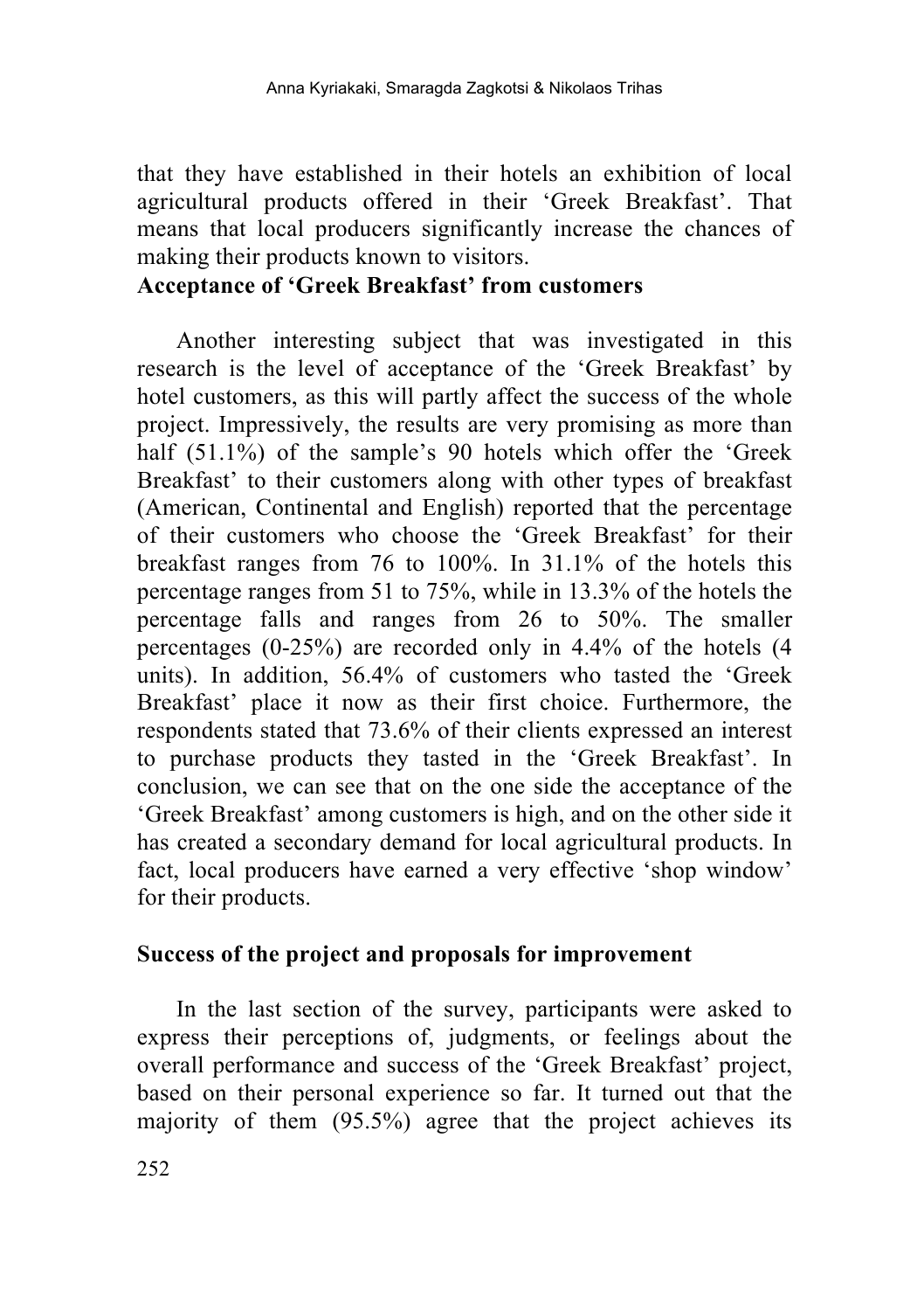that they have established in their hotels an exhibition of local agricultural products offered in their 'Greek Breakfast'. That means that local producers significantly increase the chances of making their products known to visitors.

**Acceptance of 'Greek Breakfast' from customers**

Another interesting subject that was investigated in this research is the level of acceptance of the 'Greek Breakfast' by hotel customers, as this will partly affect the success of the whole project. Impressively, the results are very promising as more than half (51.1%) of the sample's 90 hotels which offer the 'Greek Breakfast' to their customers along with other types of breakfast (American, Continental and English) reported that the percentage of their customers who choose the 'Greek Breakfast' for their breakfast ranges from 76 to 100%. In 31.1% of the hotels this percentage ranges from 51 to 75%, while in 13.3% of the hotels the percentage falls and ranges from 26 to 50%. The smaller percentages (0-25%) are recorded only in 4.4% of the hotels (4 units). In addition, 56.4% of customers who tasted the 'Greek Breakfast' place it now as their first choice. Furthermore, the respondents stated that 73.6% of their clients expressed an interest to purchase products they tasted in the 'Greek Breakfast'. In conclusion, we can see that on the one side the acceptance of the 'Greek Breakfast' among customers is high, and on the other side it has created a secondary demand for local agricultural products. In fact, local producers have earned a very effective 'shop window' for their products.

**Success of the project and proposals for improvement**

In the last section of the survey, participants were asked to express their perceptions of, judgments, or feelings about the overall performance and success of the 'Greek Breakfast' project, based on their personal experience so far. It turned out that the majority of them (95.5%) agree that the project achieves its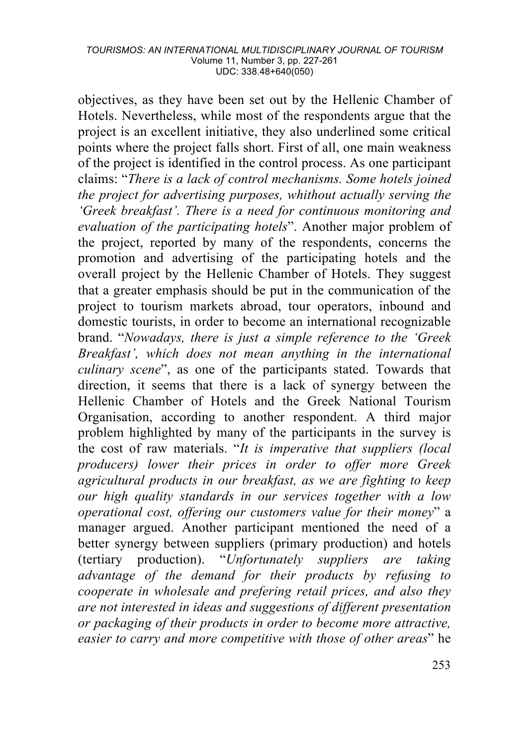objectives, as they have been set out by the Hellenic Chamber of Hotels. Nevertheless, while most of the respondents argue that the project is an excellent initiative, they also underlined some critical points where the project falls short. First of all, one main weakness of the project is identified in the control process. As one participant claims: "*There is a lack of control mechanisms. Some hotels joined the project for advertising purposes, whithout actually serving the 'Greek breakfast'. There is a need for continuous monitoring and evaluation of the participating hotels*". Another major problem of the project, reported by many of the respondents, concerns the promotion and advertising of the participating hotels and the overall project by the Hellenic Chamber of Hotels. They suggest that a greater emphasis should be put in the communication of the project to tourism markets abroad, tour operators, inbound and domestic tourists, in order to become an international recognizable brand. "*Nowadays, there is just a simple reference to the 'Greek Breakfast', which does not mean anything in the international culinary scene*", as one of the participants stated. Towards that direction, it seems that there is a lack of synergy between the Hellenic Chamber of Hotels and the Greek National Tourism Organisation, according to another respondent. A third major problem highlighted by many of the participants in the survey is the cost of raw materials. "*It is imperative that suppliers (local producers) lower their prices in order to offer more Greek agricultural products in our breakfast, as we are fighting to keep our high quality standards in our services together with a low operational cost, offering our customers value for their money*" a manager argued. Another participant mentioned the need of a better synergy between suppliers (primary production) and hotels (tertiary production). "*Unfortunately suppliers are taking advantage of the demand for their products by refusing to cooperate in wholesale and prefering retail prices, and also they are not interested in ideas and suggestions of different presentation or packaging of their products in order to become more attractive, easier to carry and more competitive with those of other areas*" he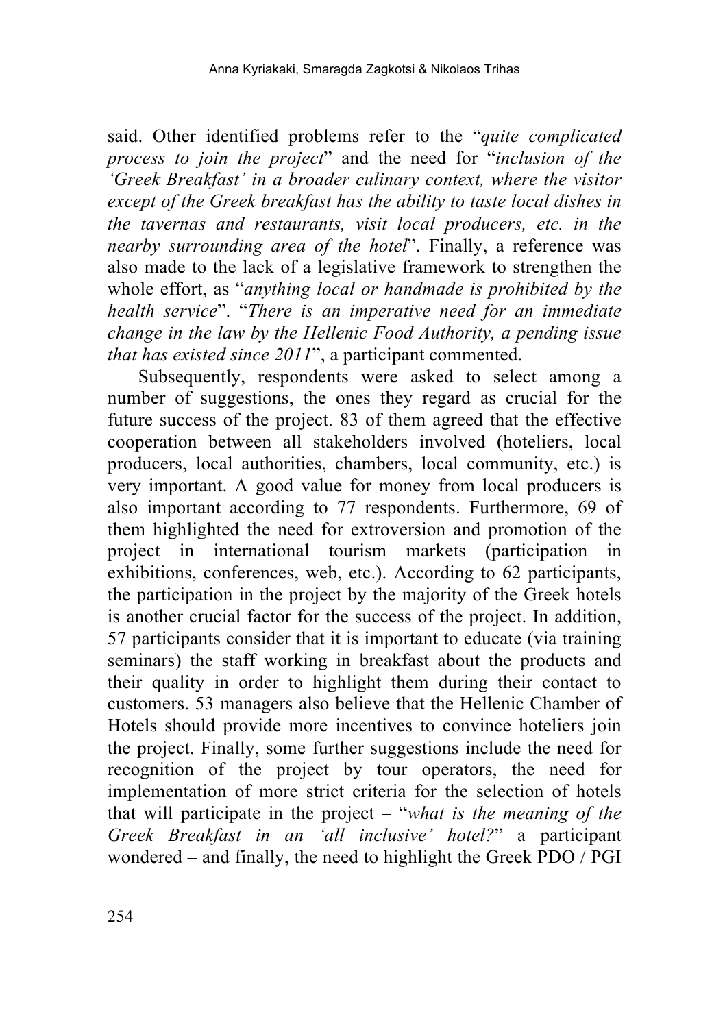said. Other identified problems refer to the "*quite complicated process to join the project*" and the need for "*inclusion of the 'Greek Breakfast' in a broader culinary context, where the visitor except of the Greek breakfast has the ability to taste local dishes in the tavernas and restaurants, visit local producers, etc. in the nearby surrounding area of the hotel*". Finally, a reference was also made to the lack of a legislative framework to strengthen the whole effort, as "*anything local or handmade is prohibited by the health service*". "*There is an imperative need for an immediate change in the law by the Hellenic Food Authority, a pending issue that has existed since 2011*", a participant commented.

Subsequently, respondents were asked to select among a number of suggestions, the ones they regard as crucial for the future success of the project. 83 of them agreed that the effective cooperation between all stakeholders involved (hoteliers, local producers, local authorities, chambers, local community, etc.) is very important. A good value for money from local producers is also important according to 77 respondents. Furthermore, 69 of them highlighted the need for extroversion and promotion of the project in international tourism markets (participation in exhibitions, conferences, web, etc.). According to 62 participants, the participation in the project by the majority of the Greek hotels is another crucial factor for the success of the project. In addition, 57 participants consider that it is important to educate (via training seminars) the staff working in breakfast about the products and their quality in order to highlight them during their contact to customers. 53 managers also believe that the Hellenic Chamber of Hotels should provide more incentives to convince hoteliers join the project. Finally, some further suggestions include the need for recognition of the project by tour operators, the need for implementation of more strict criteria for the selection of hotels that will participate in the project – "*what is the meaning of the Greek Breakfast in an 'all inclusive' hotel?*" a participant wondered – and finally, the need to highlight the Greek PDO / PGI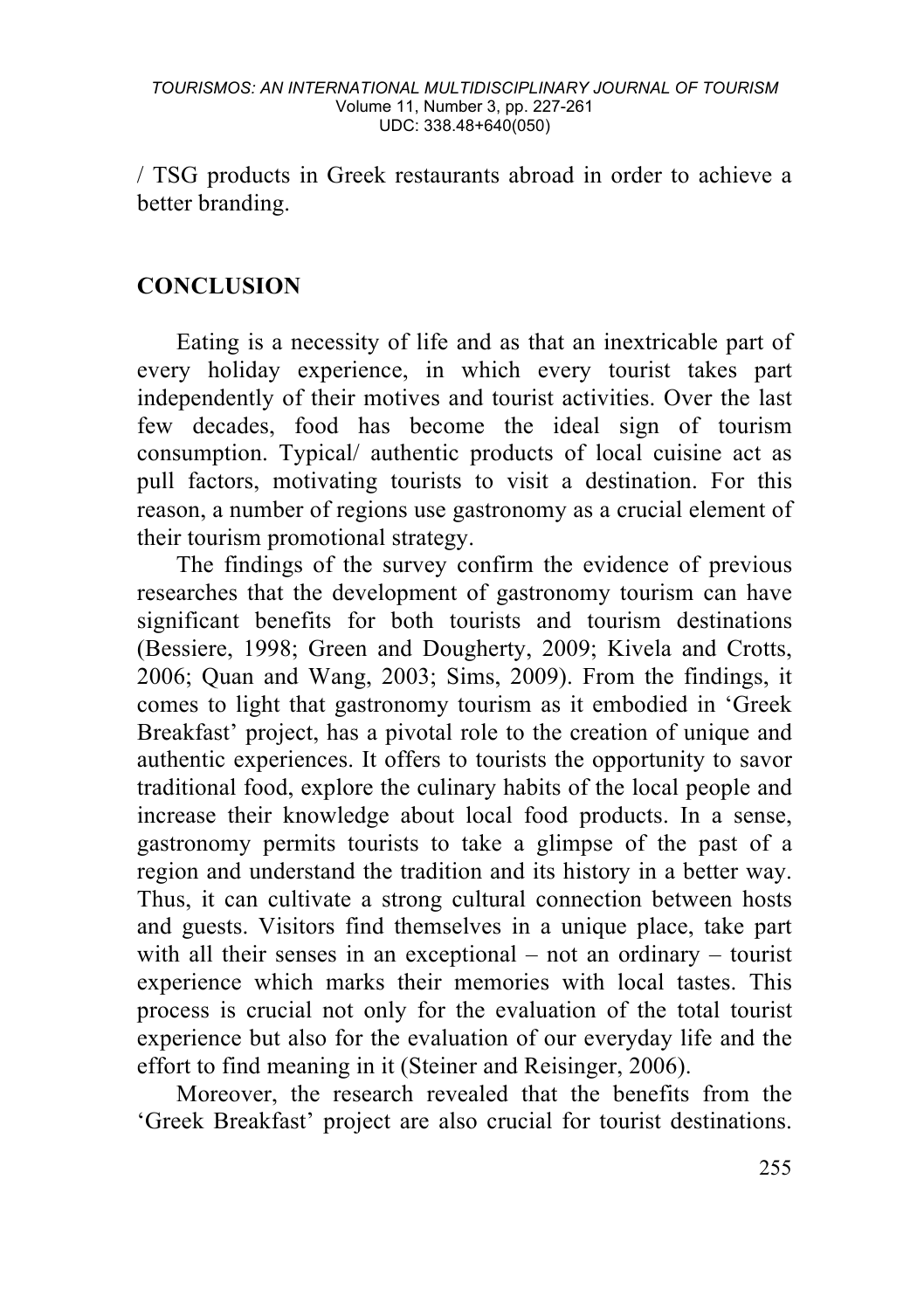/ TSG products in Greek restaurants abroad in order to achieve a better branding.

## CONCLUSION

Eating is a necessity of life and as that an inextricable part of every holiday experience, in which every tourist takes part independently of their motives and tourist activities. Over the last few decades, food has become the ideal sign of tourism consumption. Typical/ authentic products of local cuisine act as pull factors, motivating tourists to visit a destination. For this reason, a number of regions use gastronomy as a crucial element of their tourism promotional strategy.

The findings of the survey confirm the evidence of previous researches that the development of gastronomy tourism can have significant benefits for both tourists and tourism destinations (Bessiere, 1998; Green and Dougherty, 2009; Kivela and Crotts, 2006; Quan and Wang, 2003; Sims, 2009). From the findings, it comes to light that gastronomy tourism as it embodied in 'Greek Breakfast' project, has a pivotal role to the creation of unique and authentic experiences. It offers to tourists the opportunity to savor traditional food, explore the culinary habits of the local people and increase their knowledge about local food products. In a sense, gastronomy permits tourists to take a glimpse of the past of a region and understand the tradition and its history in a better way. Thus, it can cultivate a strong cultural connection between hosts and guests. Visitors find themselves in a unique place, take part with all their senses in an exceptional – not an ordinary – tourist experience which marks their memories with local tastes. This process is crucial not only for the evaluation of the total tourist experience but also for the evaluation of our everyday life and the effort to find meaning in it (Steiner and Reisinger, 2006).

Moreover, the research revealed that the benefits from the 'Greek Breakfast' project are also crucial for tourist destinations.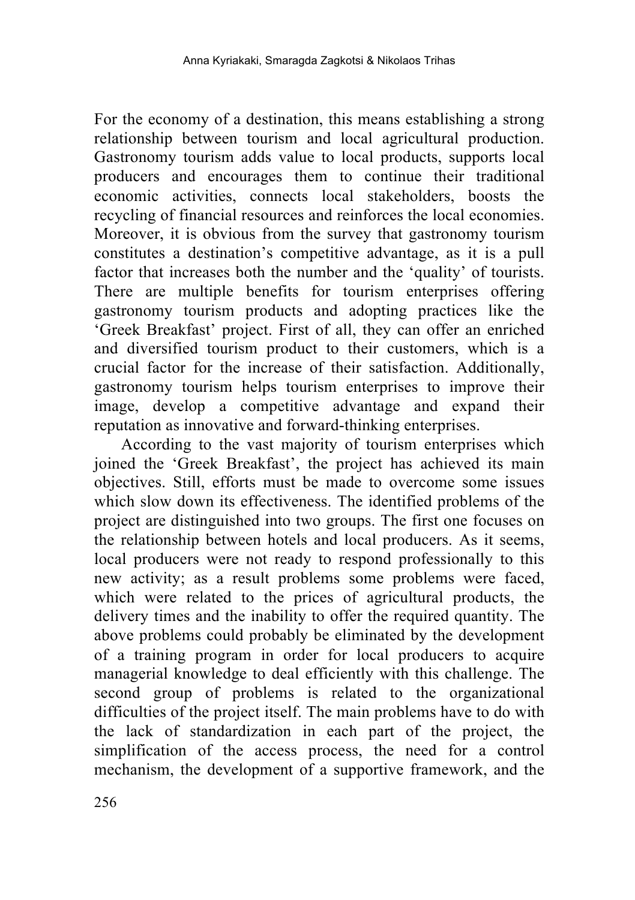For the economy of a destination, this means establishing a strong relationship between tourism and local agricultural production. Gastronomy tourism adds value to local products, supports local producers and encourages them to continue their traditional economic activities, connects local stakeholders, boosts the recycling of financial resources and reinforces the local economies. Moreover, it is obvious from the survey that gastronomy tourism constitutes a destination's competitive advantage, as it is a pull factor that increases both the number and the 'quality' of tourists. There are multiple benefits for tourism enterprises offering gastronomy tourism products and adopting practices like the 'Greek Breakfast' project. First of all, they can offer an enriched and diversified tourism product to their customers, which is a crucial factor for the increase of their satisfaction. Additionally, gastronomy tourism helps tourism enterprises to improve their image, develop a competitive advantage and expand their reputation as innovative and forward-thinking enterprises.

According to the vast majority of tourism enterprises which joined the 'Greek Breakfast', the project has achieved its main objectives. Still, efforts must be made to overcome some issues which slow down its effectiveness. The identified problems of the project are distinguished into two groups. The first one focuses on the relationship between hotels and local producers. As it seems, local producers were not ready to respond professionally to this new activity; as a result problems some problems were faced, which were related to the prices of agricultural products, the delivery times and the inability to offer the required quantity. The above problems could probably be eliminated by the development of a training program in order for local producers to acquire managerial knowledge to deal efficiently with this challenge. The second group of problems is related to the organizational difficulties of the project itself. The main problems have to do with the lack of standardization in each part of the project, the simplification of the access process, the need for a control mechanism, the development of a supportive framework, and the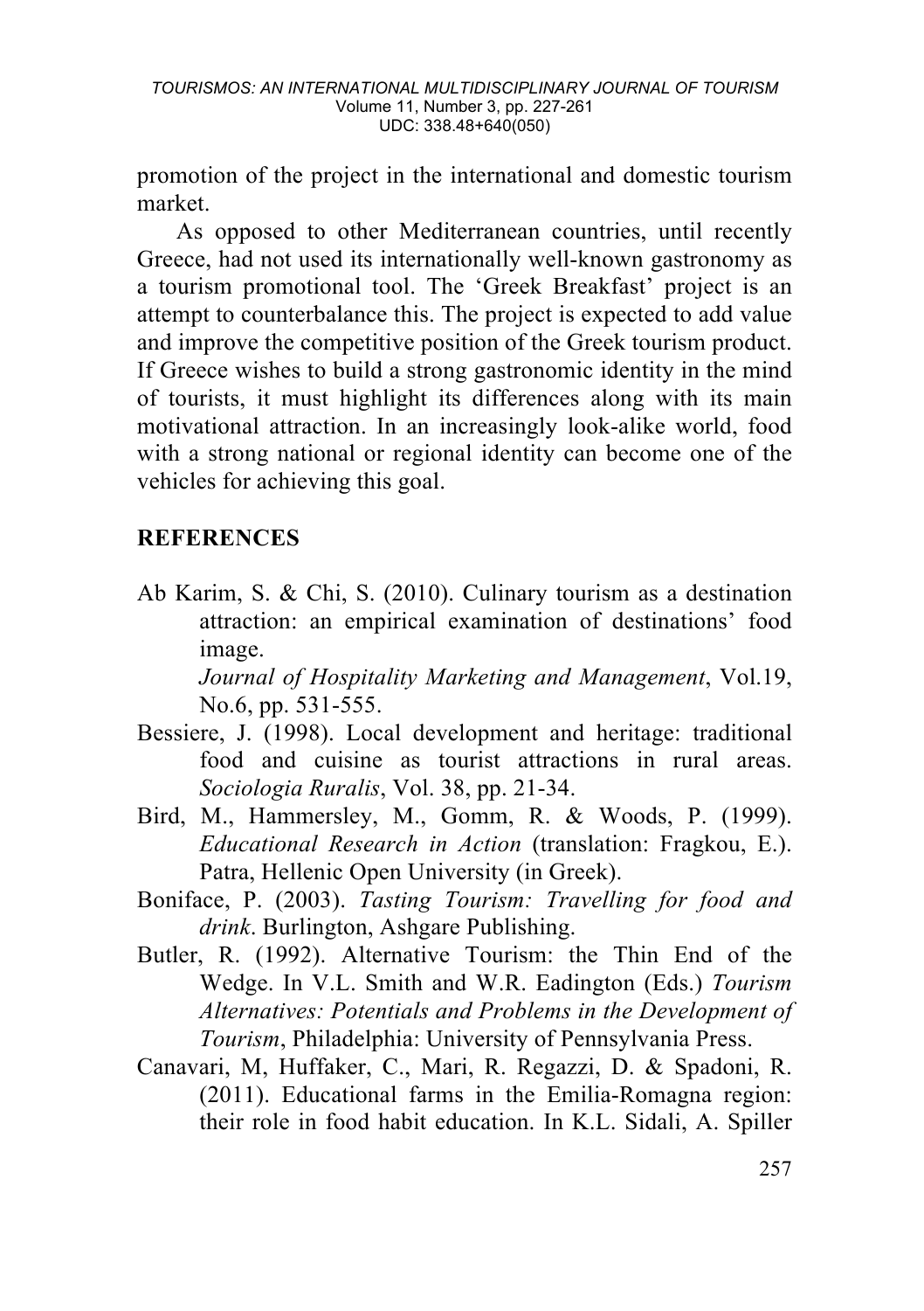promotion of the project in the international and domestic tourism market.

As opposed to other Mediterranean countries, until recently Greece, had not used its internationally well-known gastronomy as a tourism promotional tool. The 'Greek Breakfast' project is an attempt to counterbalance this. The project is expected to add value and improve the competitive position of the Greek tourism product. If Greece wishes to build a strong gastronomic identity in the mind of tourists, it must highlight its differences along with its main motivational attraction. In an increasingly look-alike world, food with a strong national or regional identity can become one of the vehicles for achieving this goal.

## REFERENCES

Ab Karim, S. & Chi, S. (2010). Culinary tourism as a destination attraction: an empirical examination of destinations' food image. *Journal of Hospitality Marketing and Management*, Vol.19, No.6, pp. 531-555.

Bessiere, J. (1998). Local development and heritage: traditional food and cuisine as tourist attractions in rural areas. *Sociologia Ruralis*, Vol. 38, pp. 21-34.

Bird, M., Hammersley, M., Gomm, R. & Woods, P. (1999). *Educational Research in Action* (translation: Fragkou, E.). Patra, Hellenic Open University (in Greek).

Boniface, P. (2003). *Tasting Tourism: Travelling for food and drink*. Burlington, Ashgare Publishing.

Butler, R. (1992). Alternative Tourism: the Thin End of the Wedge. In V.L. Smith and W.R. Eadington (Eds.) *Tourism Alternatives: Potentials and Problems in the Development of Tourism*, Philadelphia: University of Pennsylvania Press.

Canavari, M, Huffaker, C., Mari, R. Regazzi, D. & Spadoni, R. (2011). Educational farms in the Emilia-Romagna region: their role in food habit education. In K.L. Sidali, A. Spiller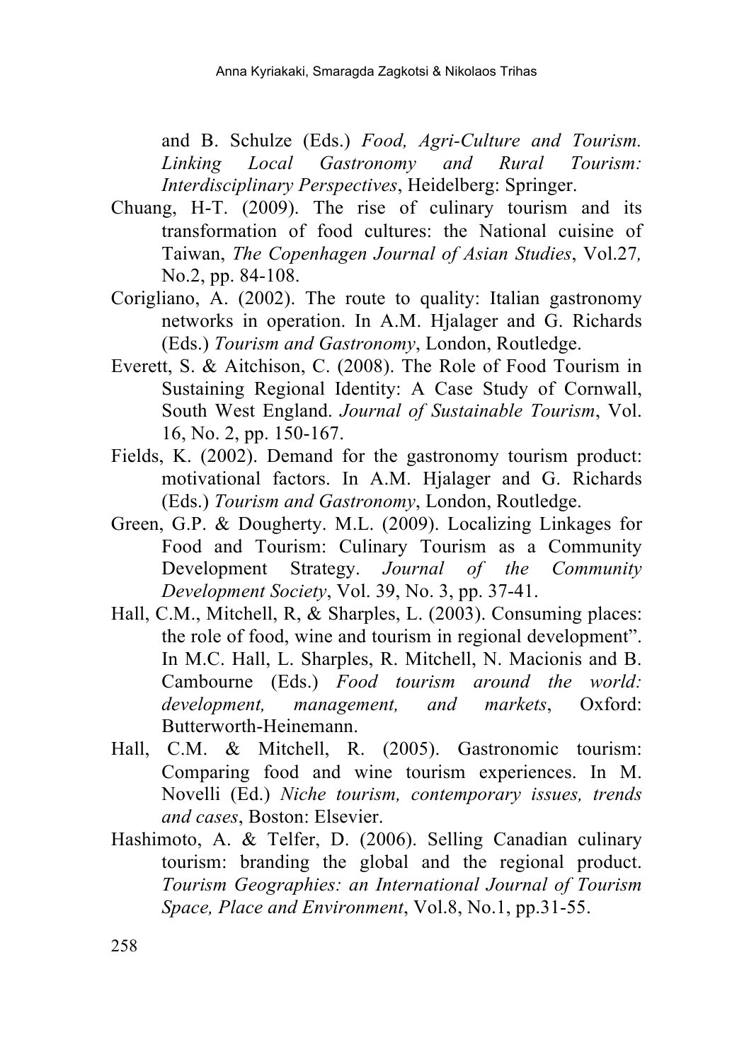and B. Schulze (Eds.) *Food, Agri-Culture and Tourism. Linking Local Gastronomy and Rural Tourism: Interdisciplinary Perspectives*, Heidelberg: Springer.

Chuang, H-T. (2009). The rise of culinary tourism and its transformation of food cultures: the National cuisine of Taiwan, *The Copenhagen Journal of Asian Studies*, Vol.27*,* No.2, pp. 84-108.

Corigliano, A. (2002). The route to quality: Italian gastronomy networks in operation. In A.M. Hjalager and G. Richards (Eds.) *Tourism and Gastronomy*, London, Routledge.

Everett, S. & Aitchison, C. (2008). The Role of Food Tourism in Sustaining Regional Identity: A Case Study of Cornwall, South West England. *Journal of Sustainable Tourism*, Vol. 16, No. 2, pp. 150-167.

Fields, K. (2002). Demand for the gastronomy tourism product: motivational factors. In A.M. Hjalager and G. Richards (Eds.) *Tourism and Gastronomy*, London, Routledge.

Green, G.P. & Dougherty. M.L. (2009). Localizing Linkages for Food and Tourism: Culinary Tourism as a Community Development Strategy. *Journal of the Community Development Society*, Vol. 39, No. 3, pp. 37-41.

Hall, C.M., Mitchell, R, & Sharples, L. (2003). Consuming places: the role of food, wine and tourism in regional development". In M.C. Hall, L. Sharples, R. Mitchell, N. Macionis and B. Cambourne (Eds.) *Food tourism around the world: development, management, and markets*, Oxford: Butterworth-Heinemann.

Hall, C.M. & Mitchell, R. (2005). Gastronomic tourism: Comparing food and wine tourism experiences. In M. Novelli (Ed.) *Niche tourism, contemporary issues, trends and cases*, Boston: Elsevier.

Hashimoto, A. & Telfer, D. (2006). Selling Canadian culinary tourism: branding the global and the regional product. *Tourism Geographies: an International Journal of Tourism Space, Place and Environment*, Vol.8, No.1, pp.31-55.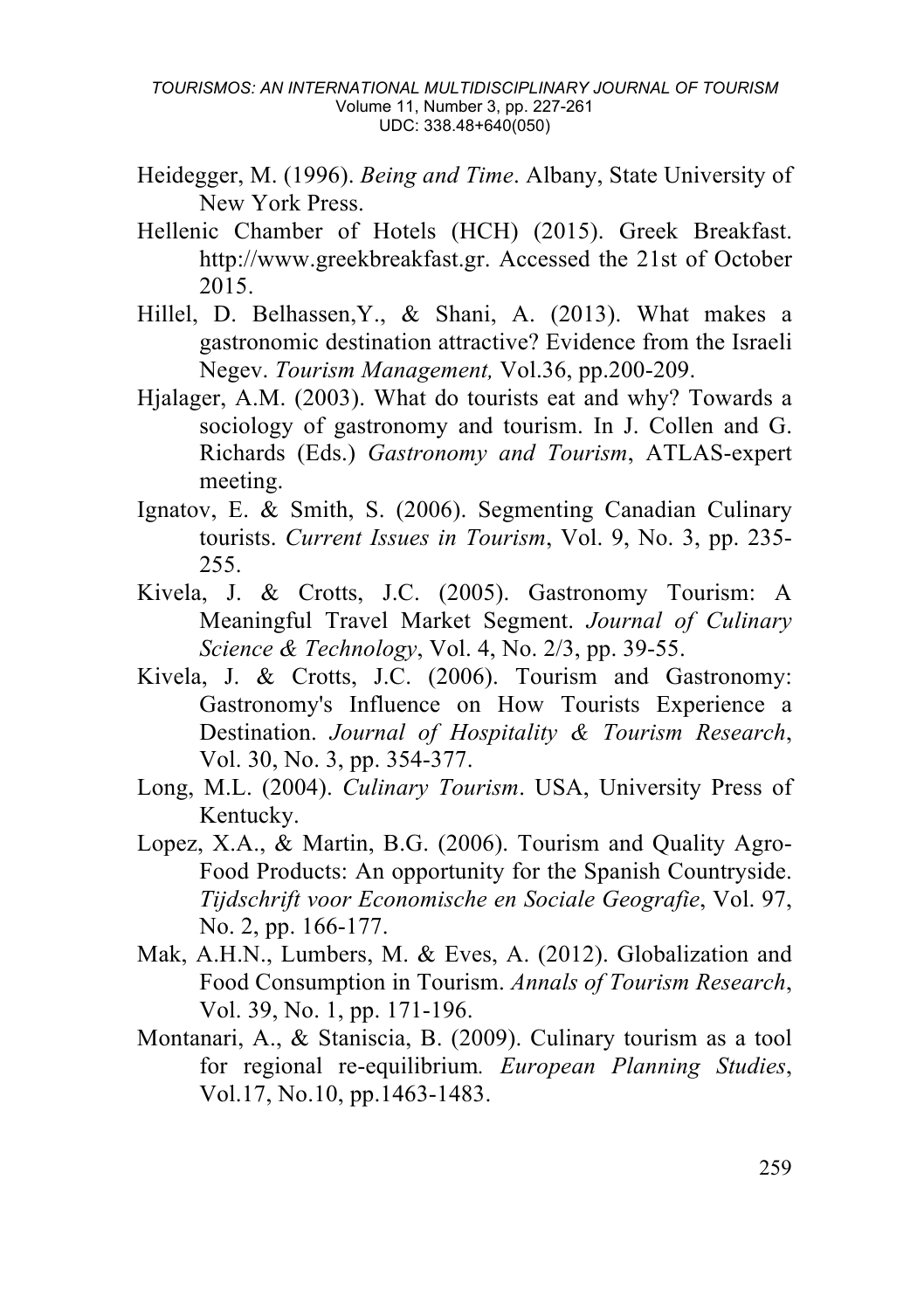Heidegger, M. (1996). *Being and Time*. Albany, State University of New York Press.

Hellenic Chamber of Hotels (HCH) (2015). Greek Breakfast. http://www.greekbreakfast.gr. Accessed the 21st of October 2015.

Hillel, D. Belhassen,Y., & Shani, A. (2013). What makes a gastronomic destination attractive? Evidence from the Israeli Negev. *Tourism Management,* Vol.36, pp.200-209.

Hjalager, A.M. (2003). What do tourists eat and why? Towards a sociology of gastronomy and tourism. In J. Collen and G. Richards (Eds.) *Gastronomy and Tourism*, ATLAS-expert meeting.

Ignatov, E. & Smith, S. (2006). Segmenting Canadian Culinary tourists. *Current Issues in Tourism*, Vol. 9, No. 3, pp. 235-255.

Kivela, J. & Crotts, J.C. (2005). Gastronomy Tourism: A Meaningful Travel Market Segment. *Journal of Culinary Science & Technology*, Vol. 4, No. 2/3, pp. 39-55.

Kivela, J. & Crotts, J.C. (2006). Tourism and Gastronomy: Gastronomy's Influence on How Tourists Experience a Destination. *Journal of Hospitality & Tourism Research*, Vol. 30, No. 3, pp. 354-377.

Long, M.L. (2004). *Culinary Tourism*. USA, University Press of Kentucky.

Lopez, X.A., & Martin, B.G. (2006). Tourism and Quality Agro-Food Products: An opportunity for the Spanish Countryside. *Tijdschrift voor Economische en Sociale Geografie*, Vol. 97, No. 2, pp. 166-177.

Mak, A.H.N., Lumbers, M. & Eves, A. (2012). Globalization and Food Consumption in Tourism. *Annals of Tourism Research*, Vol. 39, No. 1, pp. 171-196.

Montanari, A., & Staniscia, B. (2009). Culinary tourism as a tool for regional re-equilibrium*. European Planning Studies*, Vol.17, No.10, pp.1463-1483.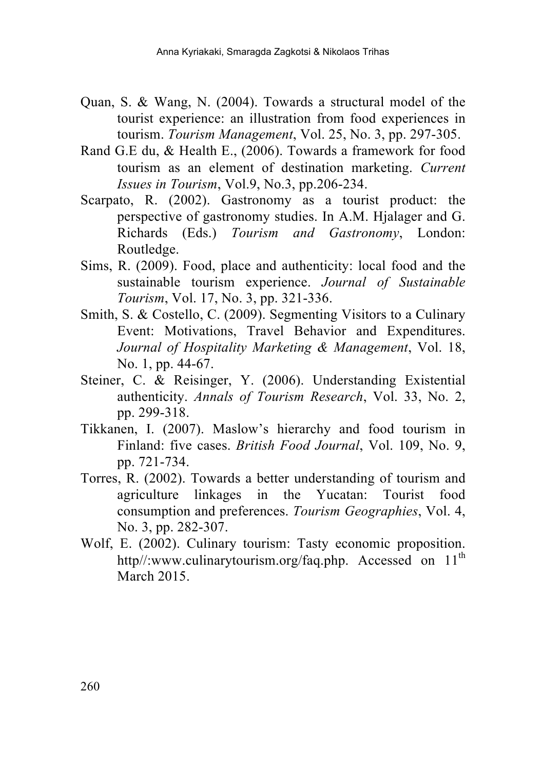Quan, S. & Wang, N. (2004). Towards a structural model of the tourist experience: an illustration from food experiences in tourism. *Tourism Management*, Vol. 25, No. 3, pp. 297-305.

Rand G.E du, & Health E., (2006). Towards a framework for food tourism as an element of destination marketing. *Current Issues in Tourism*, Vol.9, No.3, pp.206-234.

Scarpato, R. (2002). Gastronomy as a tourist product: the perspective of gastronomy studies. In A.M. Hjalager and G. Richards (Eds.) *Tourism and Gastronomy*, London: Routledge.

Sims, R. (2009). Food, place and authenticity: local food and the sustainable tourism experience. *Journal of Sustainable Tourism*, Vol. 17, No. 3, pp. 321-336.

Smith, S. & Costello, C. (2009). Segmenting Visitors to a Culinary Event: Motivations, Travel Behavior and Expenditures. *Journal of Hospitality Marketing & Management*, Vol. 18, No. 1, pp. 44-67.

Steiner, C. & Reisinger, Y. (2006). Understanding Existential authenticity. *Annals of Tourism Research*, Vol. 33, No. 2, pp. 299-318.

Tikkanen, I. (2007). Maslow's hierarchy and food tourism in Finland: five cases. *British Food Journal*, Vol. 109, No. 9, pp. 721-734.

Torres, R. (2002). Towards a better understanding of tourism and agriculture linkages in the Yucatan: Tourist food consumption and preferences. *Tourism Geographies*, Vol. 4, No. 3, pp. 282-307.

Wolf, E. (2002). Culinary tourism: Tasty economic proposition. http//:www.culinarytourism.org/faq.php. Accessed on 11th March 2015.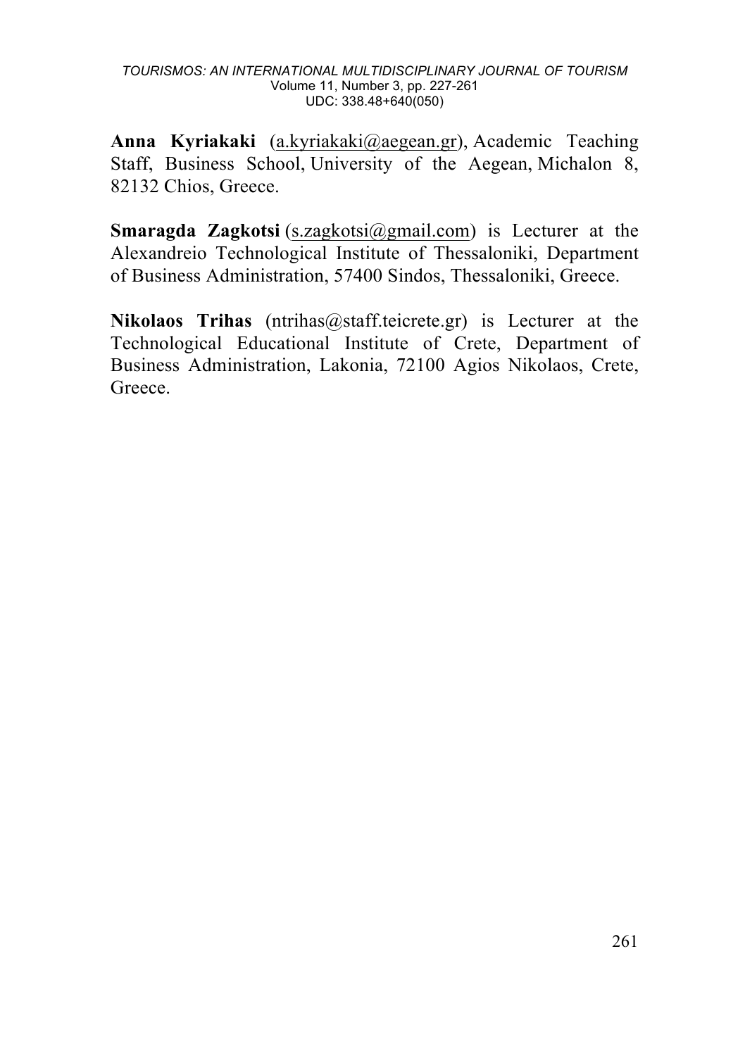**Anna Kyriakaki** (a.kyriakaki@aegean.gr), Academic Teaching Staff, Business School, University of the Aegean, Michalon 8, 82132 Chios, Greece.

**Smaragda Zagkotsi** (s.zagkotsi@gmail.com) is Lecturer at the Alexandreio Technological Institute of Thessaloniki, Department of Business Administration, 57400 Sindos, Thessaloniki, Greece.

**Nikolaos Trihas** (ntrihas@staff.teicrete.gr) is Lecturer at the Technological Educational Institute of Crete, Department of Business Administration, Lakonia, 72100 Agios Nikolaos, Crete, Greece.